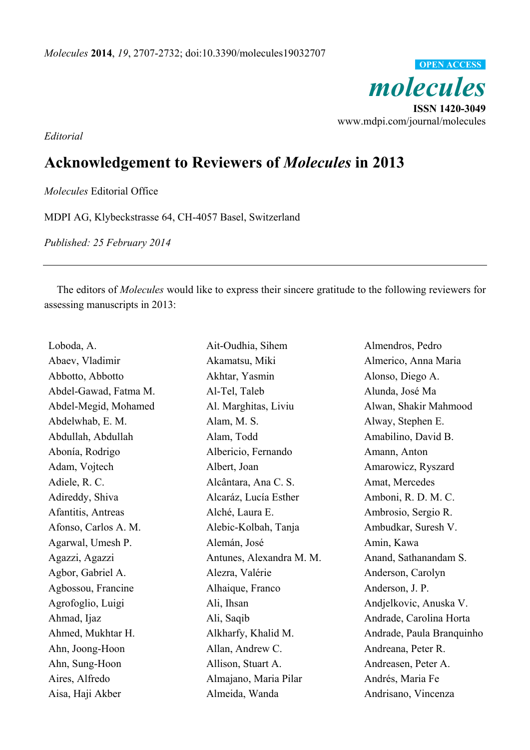*Molecules* **2014**, *19*, 2707-2732; doi:10.3390/molecules19032707

OPEN ACCESS

***molecules***

**ISSN 1420-3049**

www.mdpi.com/journal/molecules

*Editorial*

# Acknowledgement to Reviewers of *Molecules* in 2013

*Molecules* Editorial Office

MDPI AG, Klybeckstrasse 64, CH-4057 Basel, Switzerland

*Published: 25 February 2014*

---

The editors of *Molecules* would like to express their sincere gratitude to the following reviewers for assessing manuscripts in 2013:

Loboda, A.
Abaev, Vladimir
Abbotto, Abbotto
Abdel-Gawad, Fatma M.
Abdel-Megid, Mohamed
Abdelwhab, E. M.
Abdullah, Abdullah
Abonía, Rodrigo
Adam, Vojtech
Adiele, R. C.
Adireddy, Shiva
Afantitis, Antreas
Afonso, Carlos A. M.
Agarwal, Umesh P.
Agazzi, Agazzi
Agbor, Gabriel A.
Agbossou, Francine
Agrofoglio, Luigi
Ahmad, Ijaz
Ahmed, Mukhtar H.
Ahn, Joong-Hoon
Ahn, Sung-Hoon
Aires, Alfredo
Aisa, Haji Akber
Ait-Oudhia, Sihem
Akamatsu, Miki
Akhtar, Yasmin
Al-Tel, Taleb
Al. Marghitas, Liviu
Alam, M. S.
Alam, Todd
Albericio, Fernando
Albert, Joan
Alcântara, Ana C. S.
Alcaráz, Lucía Esther
Alché, Laura E.
Alebic-Kolbah, Tanja
Alemán, José
Antunes, Alexandra M. M.
Alezra, Valérie
Alhaique, Franco
Ali, Ihsan
Ali, Saqib
Alkharfy, Khalid M.
Allan, Andrew C.
Allison, Stuart A.
Almajano, Maria Pilar
Almeida, Wanda
Almendros, Pedro
Almerico, Anna Maria
Alonso, Diego A.
Alunda, José Ma
Alwan, Shakir Mahmood
Alway, Stephen E.
Amabilino, David B.
Amann, Anton
Amarowicz, Ryszard
Amat, Mercedes
Amboni, R. D. M. C.
Ambrosio, Sergio R.
Ambudkar, Suresh V.
Amin, Kawa
Anand, Sathanandam S.
Anderson, Carolyn
Anderson, J. P.
Andjelkovic, Anuska V.
Andrade, Carolina Horta
Andrade, Paula Branquinho
Andreana, Peter R.
Andreasen, Peter A.
Andrés, Maria Fe
Andrisano, Vincenza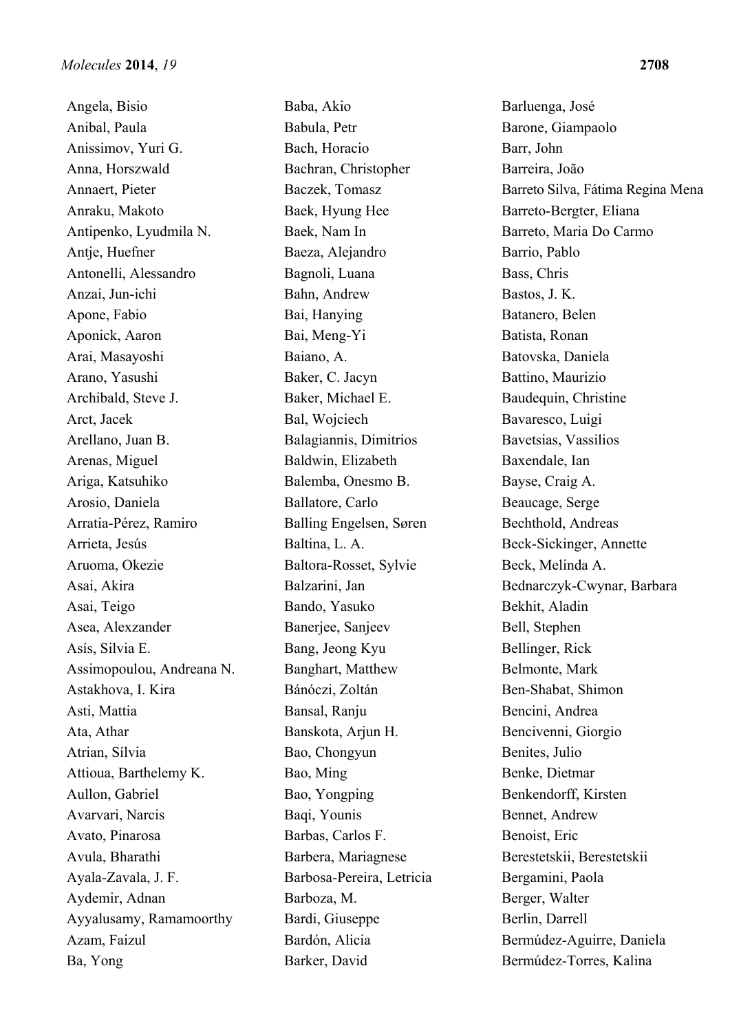Angela, Bisio
Anibal, Paula
Anissimov, Yuri G.
Anna, Horszwald
Annaert, Pieter
Anraku, Makoto
Antipenko, Lyudmila N.
Antje, Huefner
Antonelli, Alessandro
Anzai, Jun-ichi
Apone, Fabio
Aponick, Aaron
Arai, Masayoshi
Arano, Yasushi
Archibald, Steve J.
Arct, Jacek
Arellano, Juan B.
Arenas, Miguel
Ariga, Katsuhiko
Arosio, Daniela
Arratia-Pérez, Ramiro
Arrieta, Jesús
Aruoma, Okezie
Asai, Akira
Asai, Teigo
Asea, Alexzander
Asís, Silvia E.
Assimopoulou, Andreana N.
Astakhova, I. Kira
Asti, Mattia
Ata, Athar
Atrian, Sílvia
Attioua, Barthelemy K.
Aullon, Gabriel
Avarvari, Narcis
Avato, Pinarosa
Avula, Bharathi
Ayala-Zavala, J. F.
Aydemir, Adnan
Ayyalusamy, Ramamoorthy
Azam, Faizul
Ba, Yong
Baba, Akio
Babula, Petr
Bach, Horacio
Bachran, Christopher
Baczek, Tomasz
Baek, Hyung Hee
Baek, Nam In
Baeza, Alejandro
Bagnoli, Luana
Bahn, Andrew
Bai, Hanying
Bai, Meng-Yi
Baiano, A.
Baker, C. Jacyn
Baker, Michael E.
Bal, Wojciech
Balagiannis, Dimitrios
Baldwin, Elizabeth
Balemba, Onesmo B.
Ballatore, Carlo
Balling Engelsen, Søren
Baltina, L. A.
Baltora-Rosset, Sylvie
Balzarini, Jan
Bando, Yasuko
Banerjee, Sanjeev
Bang, Jeong Kyu
Banghart, Matthew
Bánóczi, Zoltán
Bansal, Ranju
Banskota, Arjun H.
Bao, Chongyun
Bao, Ming
Bao, Yongping
Baqi, Younis
Barbas, Carlos F.
Barbera, Mariagnese
Barbosa-Pereira, Letricia
Barboza, M.
Bardi, Giuseppe
Bardón, Alicia
Barker, David
Barluenga, José
Barone, Giampaolo
Barr, John
Barreira, João
Barreto Silva, Fátima Regina Mena
Barreto-Bergter, Eliana
Barreto, Maria Do Carmo
Barrio, Pablo
Bass, Chris
Bastos, J. K.
Batanero, Belen
Batista, Ronan
Batovska, Daniela
Battino, Maurizio
Baudequin, Christine
Bavaresco, Luigi
Bavetsias, Vassilios
Baxendale, Ian
Bayse, Craig A.
Beaucage, Serge
Bechthold, Andreas
Beck-Sickinger, Annette
Beck, Melinda A.
Bednarczyk-Cwynar, Barbara
Bekhit, Aladin
Bell, Stephen
Bellinger, Rick
Belmonte, Mark
Ben-Shabat, Shimon
Bencini, Andrea
Bencivenni, Giorgio
Benites, Julio
Benke, Dietmar
Benkendorff, Kirsten
Bennet, Andrew
Benoist, Eric
Berestetskii, Berestetskii
Bergamini, Paola
Berger, Walter
Berlin, Darrell
Bermúdez-Aguirre, Daniela
Bermúdez-Torres, Kalina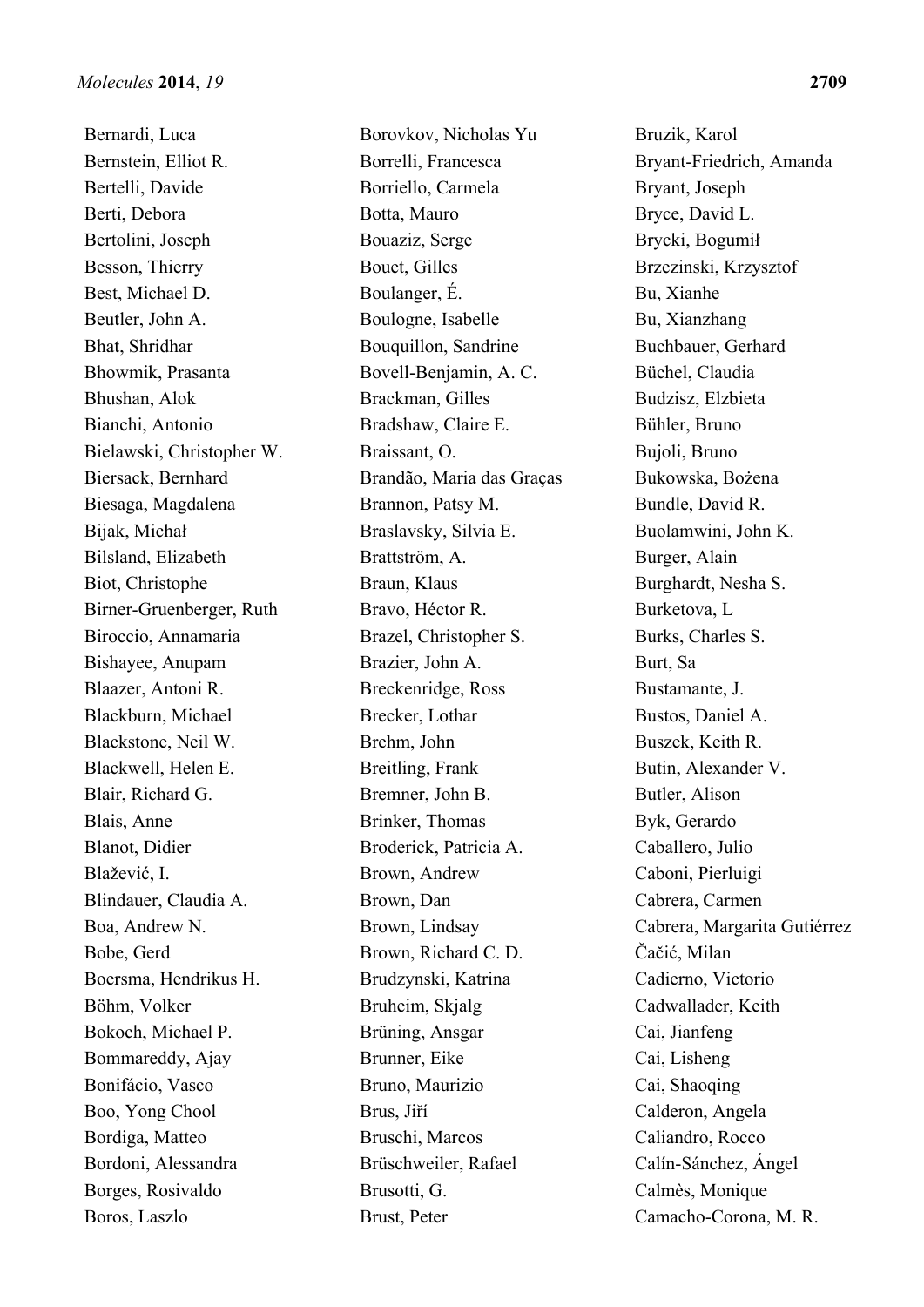Bernardi, Luca
Bernstein, Elliot R.
Bertelli, Davide
Berti, Debora
Bertolini, Joseph
Besson, Thierry
Best, Michael D.
Beutler, John A.
Bhat, Shridhar
Bhowmik, Prasanta
Bhushan, Alok
Bianchi, Antonio
Bielawski, Christopher W.
Biersack, Bernhard
Biesaga, Magdalena
Bijak, Michał
Bilsland, Elizabeth
Biot, Christophe
Birner-Gruenberger, Ruth
Biroccio, Annamaria
Bishayee, Anupam
Blaazer, Antoni R.
Blackburn, Michael
Blackstone, Neil W.
Blackwell, Helen E.
Blair, Richard G.
Blais, Anne
Blanot, Didier
Blažević, I.
Blindauer, Claudia A.
Boa, Andrew N.
Bobe, Gerd
Boersma, Hendrikus H.
Böhm, Volker
Bokoch, Michael P.
Bommareddy, Ajay
Bonifácio, Vasco
Boo, Yong Chool
Bordiga, Matteo
Bordoni, Alessandra
Borges, Rosivaldo
Boros, Laszlo
Borovkov, Nicholas Yu
Borrelli, Francesca
Borriello, Carmela
Botta, Mauro
Bouaziz, Serge
Bouet, Gilles
Boulanger, É.
Boulogne, Isabelle
Bouquillon, Sandrine
Bovell-Benjamin, A. C.
Brackman, Gilles
Bradshaw, Claire E.
Braissant, O.
Brandão, Maria das Graças
Brannon, Patsy M.
Braslavsky, Silvia E.
Brattström, A.
Braun, Klaus
Bravo, Héctor R.
Brazel, Christopher S.
Brazier, John A.
Breckenridge, Ross
Brecker, Lothar
Brehm, John
Breitling, Frank
Bremner, John B.
Brinker, Thomas
Broderick, Patricia A.
Brown, Andrew
Brown, Dan
Brown, Lindsay
Brown, Richard C. D.
Brudzynski, Katrina
Bruheim, Skjalg
Brüning, Ansgar
Brunner, Eike
Bruno, Maurizio
Brus, Jiří
Bruschi, Marcos
Brüschweiler, Rafael
Brusotti, G.
Brust, Peter
Bruzik, Karol
Bryant-Friedrich, Amanda
Bryant, Joseph
Bryce, David L.
Brycki, Bogumił
Brzezinski, Krzysztof
Bu, Xianhe
Bu, Xianzhang
Buchbauer, Gerhard
Büchel, Claudia
Budzisz, Elzbieta
Bühler, Bruno
Bujoli, Bruno
Bukowska, Bożena
Bundle, David R.
Buolamwini, John K.
Burger, Alain
Burghardt, Nesha S.
Burketova, L
Burks, Charles S.
Burt, Sa
Bustamante, J.
Bustos, Daniel A.
Buszek, Keith R.
Butin, Alexander V.
Butler, Alison
Byk, Gerardo
Caballero, Julio
Caboni, Pierluigi
Cabrera, Carmen
Cabrera, Margarita Gutiérrez
Čačić, Milan
Cadierno, Victorio
Cadwallader, Keith
Cai, Jianfeng
Cai, Lisheng
Cai, Shaoqing
Calderon, Angela
Caliandro, Rocco
Calín-Sánchez, Ángel
Calmès, Monique
Camacho-Corona, M. R.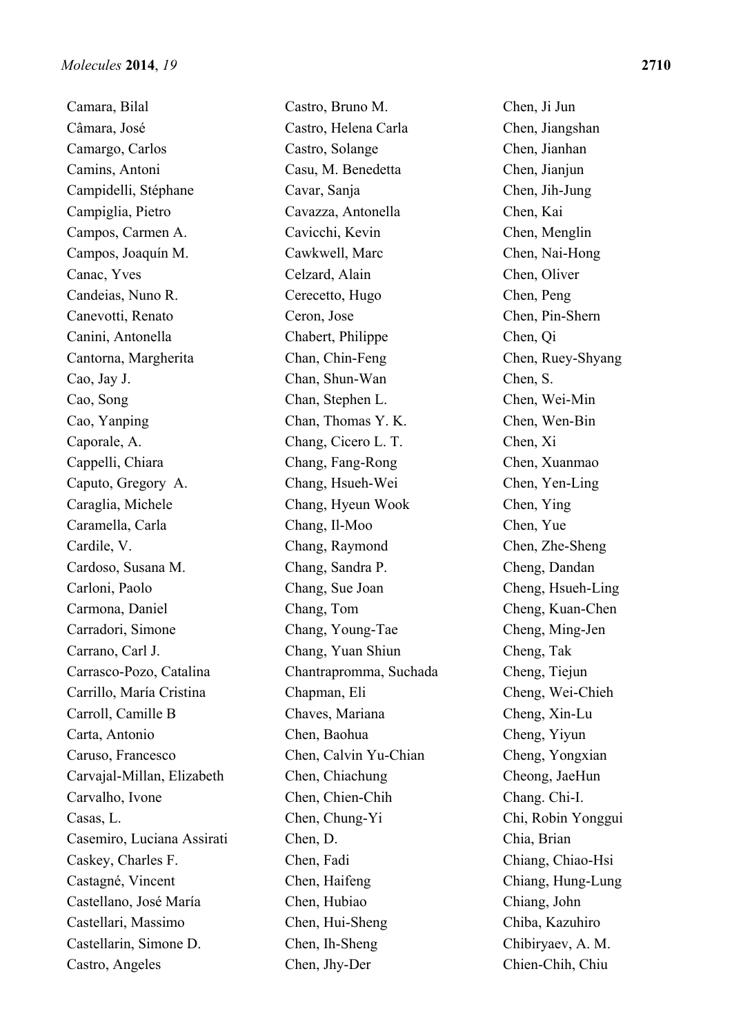Camara, Bilal
Câmara, José
Camargo, Carlos
Camins, Antoni
Campidelli, Stéphane
Campiglia, Pietro
Campos, Carmen A.
Campos, Joaquín M.
Canac, Yves
Candeias, Nuno R.
Canevotti, Renato
Canini, Antonella
Cantorna, Margherita
Cao, Jay J.
Cao, Song
Cao, Yanping
Caporale, A.
Cappelli, Chiara
Caputo, Gregory A.
Caraglia, Michele
Caramella, Carla
Cardile, V.
Cardoso, Susana M.
Carloni, Paolo
Carmona, Daniel
Carradori, Simone
Carrano, Carl J.
Carrasco-Pozo, Catalina
Carrillo, María Cristina
Carroll, Camille B
Carta, Antonio
Caruso, Francesco
Carvajal-Millan, Elizabeth
Carvalho, Ivone
Casas, L.
Casemiro, Luciana Assirati
Caskey, Charles F.
Castagné, Vincent
Castellano, José María
Castellari, Massimo
Castellarin, Simone D.
Castro, Angeles
Castro, Bruno M.
Castro, Helena Carla
Castro, Solange
Casu, M. Benedetta
Cavar, Sanja
Cavazza, Antonella
Cavicchi, Kevin
Cawkwell, Marc
Celzard, Alain
Cerecetto, Hugo
Ceron, Jose
Chabert, Philippe
Chan, Chin-Feng
Chan, Shun-Wan
Chan, Stephen L.
Chan, Thomas Y. K.
Chang, Cicero L. T.
Chang, Fang-Rong
Chang, Hsueh-Wei
Chang, Hyeun Wook
Chang, Il-Moo
Chang, Raymond
Chang, Sandra P.
Chang, Sue Joan
Chang, Tom
Chang, Young-Tae
Chang, Yuan Shiun
Chantrapromma, Suchada
Chapman, Eli
Chaves, Mariana
Chen, Baohua
Chen, Calvin Yu-Chian
Chen, Chiachung
Chen, Chien-Chih
Chen, Chung-Yi
Chen, D.
Chen, Fadi
Chen, Haifeng
Chen, Hubiao
Chen, Hui-Sheng
Chen, Ih-Sheng
Chen, Jhy-Der
Chen, Ji Jun
Chen, Jiangshan
Chen, Jianhan
Chen, Jianjun
Chen, Jih-Jung
Chen, Kai
Chen, Menglin
Chen, Nai-Hong
Chen, Oliver
Chen, Peng
Chen, Pin-Shern
Chen, Qi
Chen, Ruey-Shyang
Chen, S.
Chen, Wei-Min
Chen, Wen-Bin
Chen, Xi
Chen, Xuanmao
Chen, Yen-Ling
Chen, Ying
Chen, Yue
Chen, Zhe-Sheng
Cheng, Dandan
Cheng, Hsueh-Ling
Cheng, Kuan-Chen
Cheng, Ming-Jen
Cheng, Tak
Cheng, Tiejun
Cheng, Wei-Chieh
Cheng, Xin-Lu
Cheng, Yiyun
Cheng, Yongxian
Cheong, JaeHun
Chang. Chi-I.
Chi, Robin Yonggui
Chia, Brian
Chiang, Chiao-Hsi
Chiang, Hung-Lung
Chiang, John
Chiba, Kazuhiro
Chibiryaev, A. M.
Chien-Chih, Chiu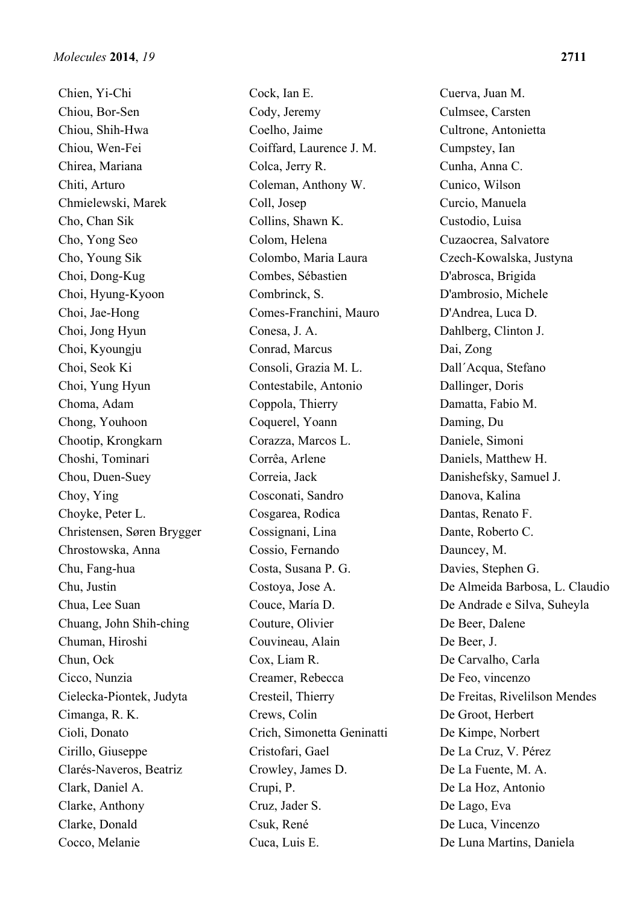Chien, Yi-Chi
Chiou, Bor-Sen
Chiou, Shih-Hwa
Chiou, Wen-Fei
Chirea, Mariana
Chiti, Arturo
Chmielewski, Marek
Cho, Chan Sik
Cho, Yong Seo
Cho, Young Sik
Choi, Dong-Kug
Choi, Hyung-Kyoon
Choi, Jae-Hong
Choi, Jong Hyun
Choi, Kyoungju
Choi, Seok Ki
Choi, Yung Hyun
Choma, Adam
Chong, Youhoon
Chootip, Krongkarn
Choshi, Tominari
Chou, Duen-Suey
Choy, Ying
Choyke, Peter L.
Christensen, Søren Brygger
Chrostowska, Anna
Chu, Fang-hua
Chu, Justin
Chua, Lee Suan
Chuang, John Shih-ching
Chuman, Hiroshi
Chun, Ock
Cicco, Nunzia
Cielecka-Piontek, Judyta
Cimanga, R. K.
Cioli, Donato
Cirillo, Giuseppe
Clarés-Naveros, Beatriz
Clark, Daniel A.
Clarke, Anthony
Clarke, Donald
Cocco, Melanie
Cock, Ian E.
Cody, Jeremy
Coelho, Jaime
Coiffard, Laurence J. M.
Colca, Jerry R.
Coleman, Anthony W.
Coll, Josep
Collins, Shawn K.
Colom, Helena
Colombo, Maria Laura
Combes, Sébastien
Combrinck, S.
Comes-Franchini, Mauro
Conesa, J. A.
Conrad, Marcus
Consoli, Grazia M. L.
Contestabile, Antonio
Coppola, Thierry
Coquerel, Yoann
Corazza, Marcos L.
Corrêa, Arlene
Correia, Jack
Cosconati, Sandro
Cosgarea, Rodica
Cossignani, Lina
Cossio, Fernando
Costa, Susana P. G.
Costoya, Jose A.
Couce, María D.
Couture, Olivier
Couvineau, Alain
Cox, Liam R.
Creamer, Rebecca
Cresteil, Thierry
Crews, Colin
Crich, Simonetta Geninatti
Cristofari, Gael
Crowley, James D.
Crupi, P.
Cruz, Jader S.
Csuk, René
Cuca, Luis E.
Cuerva, Juan M.
Culmsee, Carsten
Cultrone, Antonietta
Cumpstey, Ian
Cunha, Anna C.
Cunico, Wilson
Curcio, Manuela
Custodio, Luisa
Cuzaocrea, Salvatore
Czech-Kowalska, Justyna
D'abrosca, Brigida
D'ambrosio, Michele
D'Andrea, Luca D.
Dahlberg, Clinton J.
Dai, Zong
Dall´Acqua, Stefano
Dallinger, Doris
Damatta, Fabio M.
Daming, Du
Daniele, Simoni
Daniels, Matthew H.
Danishefsky, Samuel J.
Danova, Kalina
Dantas, Renato F.
Dante, Roberto C.
Dauncey, M.
Davies, Stephen G.
De Almeida Barbosa, L. Claudio
De Andrade e Silva, Suheyla
De Beer, Dalene
De Beer, J.
De Carvalho, Carla
De Feo, vincenzo
De Freitas, Rivelilson Mendes
De Groot, Herbert
De Kimpe, Norbert
De La Cruz, V. Pérez
De La Fuente, M. A.
De La Hoz, Antonio
De Lago, Eva
De Luca, Vincenzo
De Luna Martins, Daniela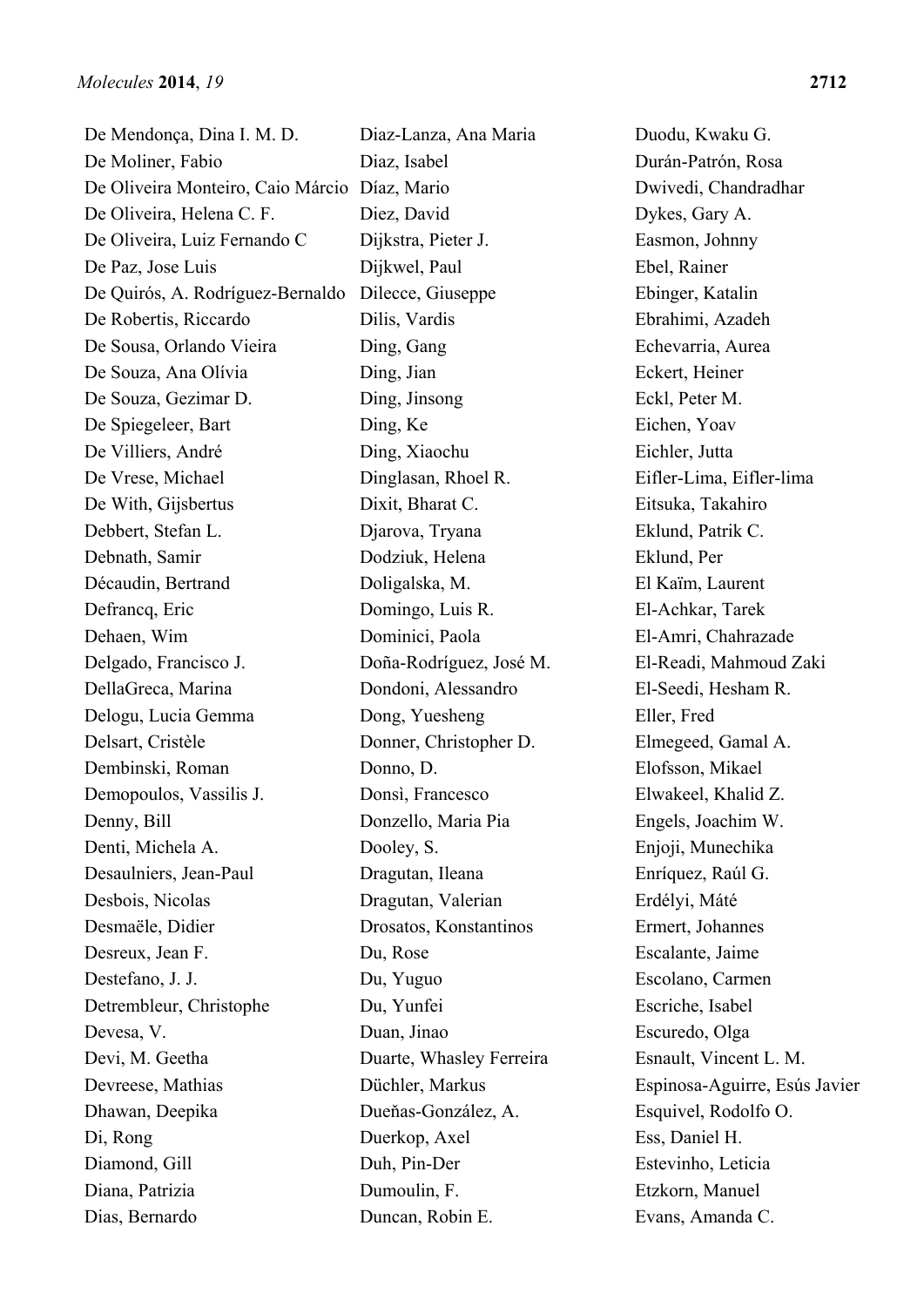De Mendonça, Dina I. M. D.
De Moliner, Fabio
De Oliveira Monteiro, Caio Márcio
De Oliveira, Helena C. F.
De Oliveira, Luiz Fernando C
De Paz, Jose Luis
De Quirós, A. Rodríguez-Bernaldo
De Robertis, Riccardo
De Sousa, Orlando Vieira
De Souza, Ana Olívia
De Souza, Gezimar D.
De Spiegeleer, Bart
De Villiers, André
De Vrese, Michael
De With, Gijsbertus
Debbert, Stefan L.
Debnath, Samir
Décaudin, Bertrand
Defrancq, Eric
Dehaen, Wim
Delgado, Francisco J.
DellaGreca, Marina
Delogu, Lucia Gemma
Delsart, Cristèle
Dembinski, Roman
Demopoulos, Vassilis J.
Denny, Bill
Denti, Michela A.
Desaulniers, Jean-Paul
Desbois, Nicolas
Desmaële, Didier
Desreux, Jean F.
Destefano, J. J.
Detrembleur, Christophe
Devesa, V.
Devi, M. Geetha
Devreese, Mathias
Dhawan, Deepika
Di, Rong
Diamond, Gill
Diana, Patrizia
Dias, Bernardo
Diaz-Lanza, Ana Maria
Diaz, Isabel
Díaz, Mario
Diez, David
Dijkstra, Pieter J.
Dijkwel, Paul
Dilecce, Giuseppe
Dilis, Vardis
Ding, Gang
Ding, Jian
Ding, Jinsong
Ding, Ke
Ding, Xiaochu
Dinglasan, Rhoel R.
Dixit, Bharat C.
Djarova, Tryana
Dodziuk, Helena
Doligalska, M.
Domingo, Luis R.
Dominici, Paola
Doña-Rodríguez, José M.
Dondoni, Alessandro
Dong, Yuesheng
Donner, Christopher D.
Donno, D.
Donsì, Francesco
Donzello, Maria Pia
Dooley, S.
Dragutan, Ileana
Dragutan, Valerian
Drosatos, Konstantinos
Du, Rose
Du, Yuguo
Du, Yunfei
Duan, Jinao
Duarte, Whasley Ferreira
Düchler, Markus
Dueňas-González, A.
Duerkop, Axel
Duh, Pin-Der
Dumoulin, F.
Duncan, Robin E.
Duodu, Kwaku G.
Durán-Patrón, Rosa
Dwivedi, Chandradhar
Dykes, Gary A.
Easmon, Johnny
Ebel, Rainer
Ebinger, Katalin
Ebrahimi, Azadeh
Echevarria, Aurea
Eckert, Heiner
Eckl, Peter M.
Eichen, Yoav
Eichler, Jutta
Eifler-Lima, Eifler-lima
Eitsuka, Takahiro
Eklund, Patrik C.
Eklund, Per
El Kaïm, Laurent
El-Achkar, Tarek
El-Amri, Chahrazade
El-Readi, Mahmoud Zaki
El-Seedi, Hesham R.
Eller, Fred
Elmegeed, Gamal A.
Elofsson, Mikael
Elwakeel, Khalid Z.
Engels, Joachim W.
Enjoji, Munechika
Enríquez, Raúl G.
Erdélyi, Máté
Ermert, Johannes
Escalante, Jaime
Escolano, Carmen
Escriche, Isabel
Escuredo, Olga
Esnault, Vincent L. M.
Espinosa-Aguirre, Esús Javier
Esquivel, Rodolfo O.
Ess, Daniel H.
Estevinho, Leticia
Etzkorn, Manuel
Evans, Amanda C.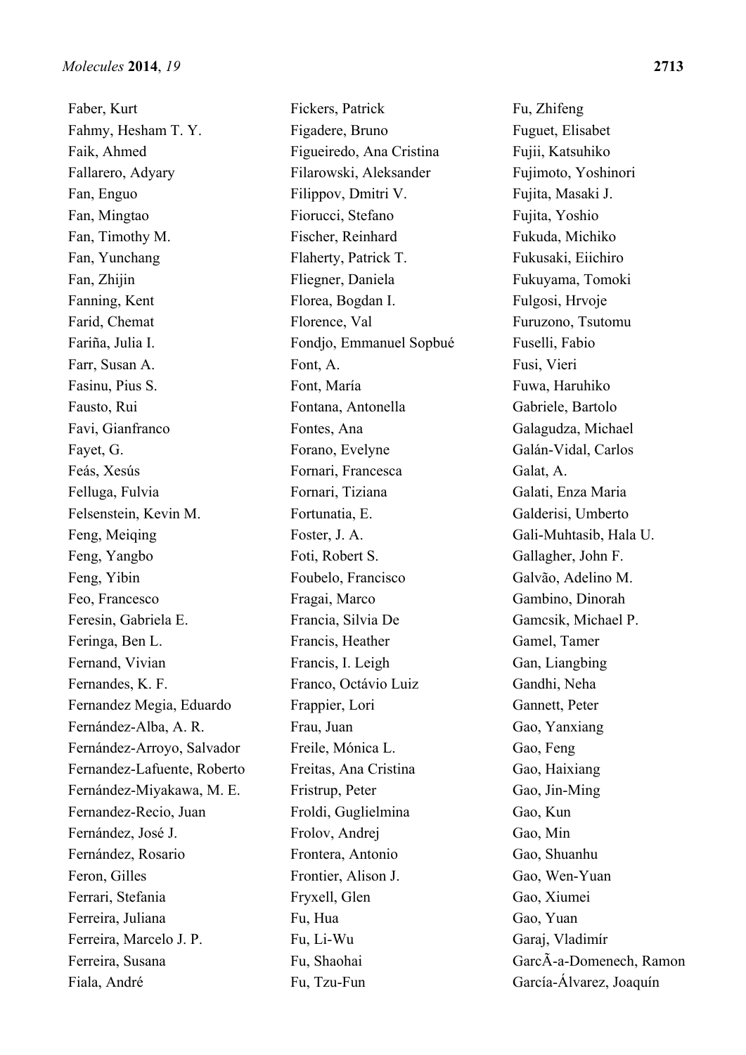Faber, Kurt
Fahmy, Hesham T. Y.
Faik, Ahmed
Fallarero, Adyary
Fan, Enguo
Fan, Mingtao
Fan, Timothy M.
Fan, Yunchang
Fan, Zhijin
Fanning, Kent
Farid, Chemat
Fariña, Julia I.
Farr, Susan A.
Fasinu, Pius S.
Fausto, Rui
Favi, Gianfranco
Fayet, G.
Feás, Xesús
Felluga, Fulvia
Felsenstein, Kevin M.
Feng, Meiqing
Feng, Yangbo
Feng, Yibin
Feo, Francesco
Feresin, Gabriela E.
Feringa, Ben L.
Fernand, Vivian
Fernandes, K. F.
Fernandez Megia, Eduardo
Fernández-Alba, A. R.
Fernández-Arroyo, Salvador
Fernandez-Lafuente, Roberto
Fernández-Miyakawa, M. E.
Fernandez-Recio, Juan
Fernández, José J.
Fernández, Rosario
Feron, Gilles
Ferrari, Stefania
Ferreira, Juliana
Ferreira, Marcelo J. P.
Ferreira, Susana
Fiala, André
Fickers, Patrick
Figadere, Bruno
Figueiredo, Ana Cristina
Filarowski, Aleksander
Filippov, Dmitri V.
Fiorucci, Stefano
Fischer, Reinhard
Flaherty, Patrick T.
Fliegner, Daniela
Florea, Bogdan I.
Florence, Val
Fondjo, Emmanuel Sopbué
Font, A.
Font, María
Fontana, Antonella
Fontes, Ana
Forano, Evelyne
Fornari, Francesca
Fornari, Tiziana
Fortunatia, E.
Foster, J. A.
Foti, Robert S.
Foubelo, Francisco
Fragai, Marco
Francia, Silvia De
Francis, Heather
Francis, I. Leigh
Franco, Octávio Luiz
Frappier, Lori
Frau, Juan
Freile, Mónica L.
Freitas, Ana Cristina
Fristrup, Peter
Froldi, Guglielmina
Frolov, Andrej
Frontera, Antonio
Frontier, Alison J.
Fryxell, Glen
Fu, Hua
Fu, Li-Wu
Fu, Shaohai
Fu, Tzu-Fun
Fu, Zhifeng
Fuguet, Elisabet
Fujii, Katsuhiko
Fujimoto, Yoshinori
Fujita, Masaki J.
Fujita, Yoshio
Fukuda, Michiko
Fukusaki, Eiichiro
Fukuyama, Tomoki
Fulgosi, Hrvoje
Furuzono, Tsutomu
Fuselli, Fabio
Fusi, Vieri
Fuwa, Haruhiko
Gabriele, Bartolo
Galagudza, Michael
Galán-Vidal, Carlos
Galat, A.
Galati, Enza Maria
Galderisi, Umberto
Gali-Muhtasib, Hala U.
Gallagher, John F.
Galvão, Adelino M.
Gambino, Dinorah
Gamcsik, Michael P.
Gamel, Tamer
Gan, Liangbing
Gandhi, Neha
Gannett, Peter
Gao, Yanxiang
Gao, Feng
Gao, Haixiang
Gao, Jin-Ming
Gao, Kun
Gao, Min
Gao, Shuanhu
Gao, Wen-Yuan
Gao, Xiumei
Gao, Yuan
Garaj, Vladimír
GarcÃ-a-Domenech, Ramon
García-Álvarez, Joaquín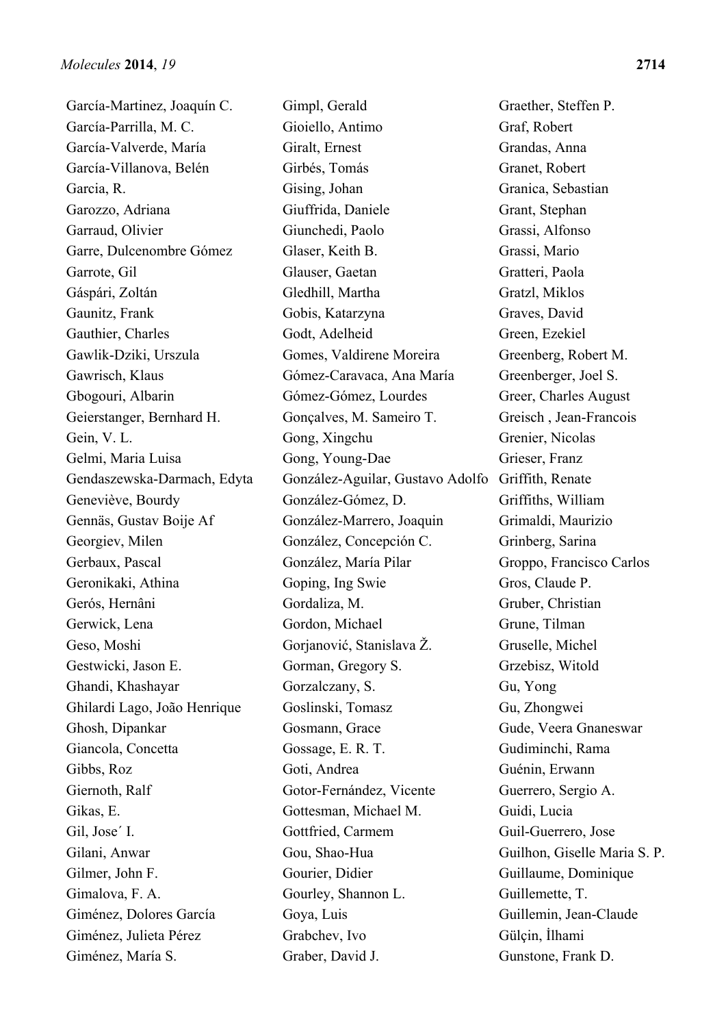García-Martinez, Joaquín C.
García-Parrilla, M. C.
García-Valverde, María
García-Villanova, Belén
Garcia, R.
Garozzo, Adriana
Garraud, Olivier
Garre, Dulcenombre Gómez
Garrote, Gil
Gáspári, Zoltán
Gaunitz, Frank
Gauthier, Charles
Gawlik-Dziki, Urszula
Gawrisch, Klaus
Gbogouri, Albarin
Geierstanger, Bernhard H.
Gein, V. L.
Gelmi, Maria Luisa
Gendaszewska-Darmach, Edyta
Geneviève, Bourdy
Gennäs, Gustav Boije Af
Georgiev, Milen
Gerbaux, Pascal
Geronikaki, Athina
Gerós, Hernâni
Gerwick, Lena
Geso, Moshi
Gestwicki, Jason E.
Ghandi, Khashayar
Ghilardi Lago, João Henrique
Ghosh, Dipankar
Giancola, Concetta
Gibbs, Roz
Giernoth, Ralf
Gikas, E.
Gil, Jose´ I.
Gilani, Anwar
Gilmer, John F.
Gimalova, F. A.
Giménez, Dolores García
Giménez, Julieta Pérez
Giménez, María S.
Gimpl, Gerald
Gioiello, Antimo
Giralt, Ernest
Girbés, Tomás
Gising, Johan
Giuffrida, Daniele
Giunchedi, Paolo
Glaser, Keith B.
Glauser, Gaetan
Gledhill, Martha
Gobis, Katarzyna
Godt, Adelheid
Gomes, Valdirene Moreira
Gómez-Caravaca, Ana María
Gómez-Gómez, Lourdes
Gonçalves, M. Sameiro T.
Gong, Xingchu
Gong, Young-Dae
González-Aguilar, Gustavo Adolfo
González-Gómez, D.
González-Marrero, Joaquin
González, Concepción C.
González, María Pilar
Goping, Ing Swie
Gordaliza, M.
Gordon, Michael
Gorjanović, Stanislava Ž.
Gorman, Gregory S.
Gorzalczany, S.
Goslinski, Tomasz
Gosmann, Grace
Gossage, E. R. T.
Goti, Andrea
Gotor-Fernández, Vicente
Gottesman, Michael M.
Gottfried, Carmem
Gou, Shao-Hua
Gourier, Didier
Gourley, Shannon L.
Goya, Luis
Grabchev, Ivo
Graber, David J.
Graether, Steffen P.
Graf, Robert
Grandas, Anna
Granet, Robert
Granica, Sebastian
Grant, Stephan
Grassi, Alfonso
Grassi, Mario
Gratteri, Paola
Gratzl, Miklos
Graves, David
Green, Ezekiel
Greenberg, Robert M.
Greenberger, Joel S.
Greer, Charles August
Greisch , Jean-Francois
Grenier, Nicolas
Grieser, Franz
Griffith, Renate
Griffiths, William
Grimaldi, Maurizio
Grinberg, Sarina
Groppo, Francisco Carlos
Gros, Claude P.
Gruber, Christian
Grune, Tilman
Gruselle, Michel
Grzebisz, Witold
Gu, Yong
Gu, Zhongwei
Gude, Veera Gnaneswar
Gudiminchi, Rama
Guénin, Erwann
Guerrero, Sergio A.
Guidi, Lucia
Guil-Guerrero, Jose
Guilhon, Giselle Maria S. P.
Guillaume, Dominique
Guillemette, T.
Guillemin, Jean-Claude
Gülçin, İlhami
Gunstone, Frank D.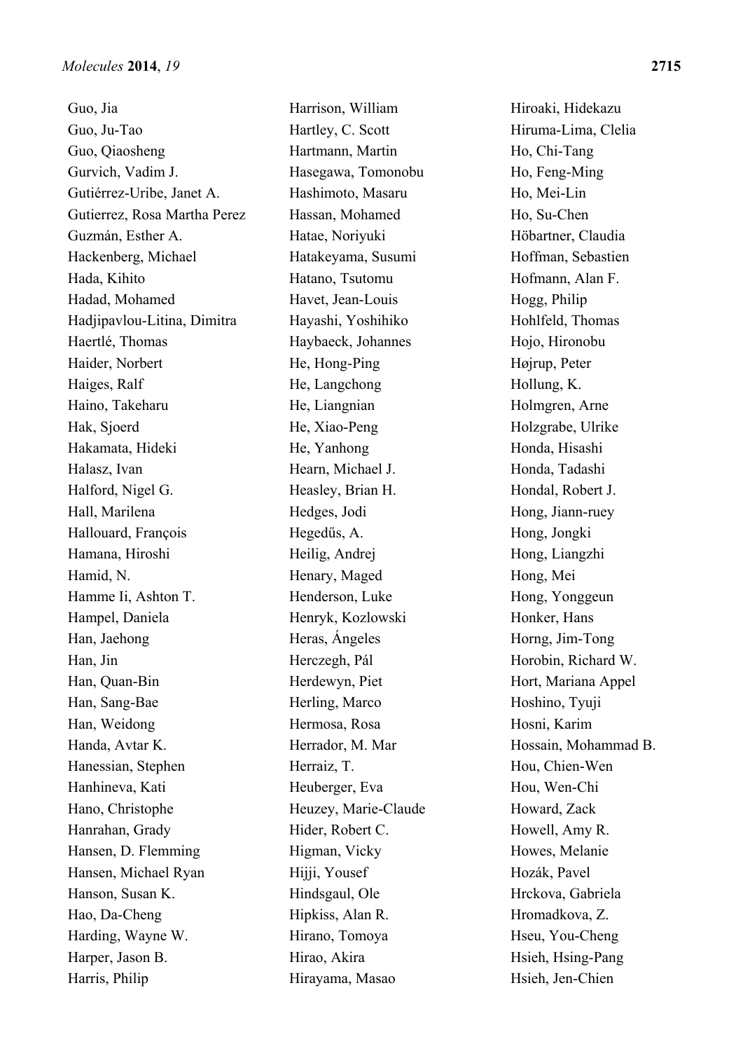Guo, Jia
Guo, Ju-Tao
Guo, Qiaosheng
Gurvich, Vadim J.
Gutiérrez-Uribe, Janet A.
Gutierrez, Rosa Martha Perez
Guzmán, Esther A.
Hackenberg, Michael
Hada, Kihito
Hadad, Mohamed
Hadjipavlou-Litina, Dimitra
Haertlé, Thomas
Haider, Norbert
Haiges, Ralf
Haino, Takeharu
Hak, Sjoerd
Hakamata, Hideki
Halasz, Ivan
Halford, Nigel G.
Hall, Marilena
Hallouard, François
Hamana, Hiroshi
Hamid, N.
Hamme Ii, Ashton T.
Hampel, Daniela
Han, Jaehong
Han, Jin
Han, Quan-Bin
Han, Sang-Bae
Han, Weidong
Handa, Avtar K.
Hanessian, Stephen
Hanhineva, Kati
Hano, Christophe
Hanrahan, Grady
Hansen, D. Flemming
Hansen, Michael Ryan
Hanson, Susan K.
Hao, Da-Cheng
Harding, Wayne W.
Harper, Jason B.
Harris, Philip
Harrison, William
Hartley, C. Scott
Hartmann, Martin
Hasegawa, Tomonobu
Hashimoto, Masaru
Hassan, Mohamed
Hatae, Noriyuki
Hatakeyama, Susumi
Hatano, Tsutomu
Havet, Jean-Louis
Hayashi, Yoshihiko
Haybaeck, Johannes
He, Hong-Ping
He, Langchong
He, Liangnian
He, Xiao-Peng
He, Yanhong
Hearn, Michael J.
Heasley, Brian H.
Hedges, Jodi
Hegedűs, A.
Heilig, Andrej
Henary, Maged
Henderson, Luke
Henryk, Kozlowski
Heras, Ángeles
Herczegh, Pál
Herdewyn, Piet
Herling, Marco
Hermosa, Rosa
Herrador, M. Mar
Herraiz, T.
Heuberger, Eva
Heuzey, Marie-Claude
Hider, Robert C.
Higman, Vicky
Hijji, Yousef
Hindsgaul, Ole
Hipkiss, Alan R.
Hirano, Tomoya
Hirao, Akira
Hirayama, Masao
Hiroaki, Hidekazu
Hiruma-Lima, Clelia
Ho, Chi-Tang
Ho, Feng-Ming
Ho, Mei-Lin
Ho, Su-Chen
Höbartner, Claudia
Hoffman, Sebastien
Hofmann, Alan F.
Hogg, Philip
Hohlfeld, Thomas
Hojo, Hironobu
Højrup, Peter
Hollung, K.
Holmgren, Arne
Holzgrabe, Ulrike
Honda, Hisashi
Honda, Tadashi
Hondal, Robert J.
Hong, Jiann-ruey
Hong, Jongki
Hong, Liangzhi
Hong, Mei
Hong, Yonggeun
Honker, Hans
Horng, Jim-Tong
Horobin, Richard W.
Hort, Mariana Appel
Hoshino, Tyuji
Hosni, Karim
Hossain, Mohammad B.
Hou, Chien-Wen
Hou, Wen-Chi
Howard, Zack
Howell, Amy R.
Howes, Melanie
Hozák, Pavel
Hrckova, Gabriela
Hromadkova, Z.
Hseu, You-Cheng
Hsieh, Hsing-Pang
Hsieh, Jen-Chien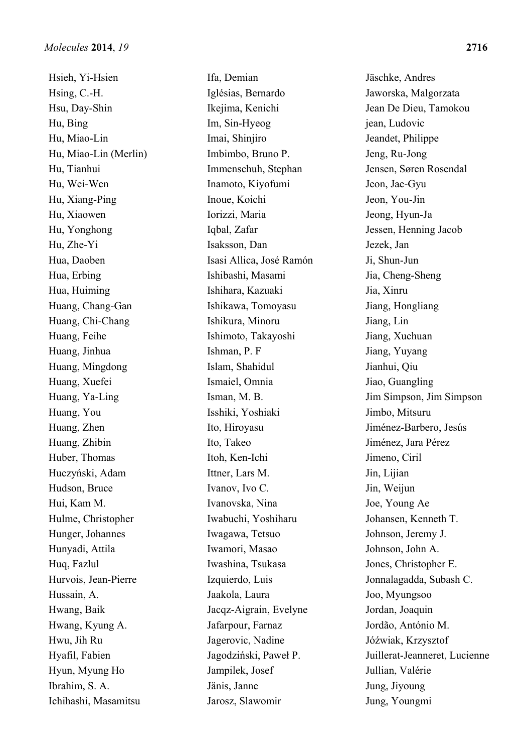Hsieh, Yi-Hsien
Hsing, C.-H.
Hsu, Day-Shin
Hu, Bing
Hu, Miao-Lin
Hu, Miao-Lin (Merlin)
Hu, Tianhui
Hu, Wei-Wen
Hu, Xiang-Ping
Hu, Xiaowen
Hu, Yonghong
Hu, Zhe-Yi
Hua, Daoben
Hua, Erbing
Hua, Huiming
Huang, Chang-Gan
Huang, Chi-Chang
Huang, Feihe
Huang, Jinhua
Huang, Mingdong
Huang, Xuefei
Huang, Ya-Ling
Huang, You
Huang, Zhen
Huang, Zhibin
Huber, Thomas
Huczyński, Adam
Hudson, Bruce
Hui, Kam M.
Hulme, Christopher
Hunger, Johannes
Hunyadi, Attila
Huq, Fazlul
Hurvois, Jean-Pierre
Hussain, A.
Hwang, Baik
Hwang, Kyung A.
Hwu, Jih Ru
Hyafil, Fabien
Hyun, Myung Ho
Ibrahim, S. A.
Ichihashi, Masamitsu
Ifa, Demian
Iglésias, Bernardo
Ikejima, Kenichi
Im, Sin-Hyeog
Imai, Shinjiro
Imbimbo, Bruno P.
Immenschuh, Stephan
Inamoto, Kiyofumi
Inoue, Koichi
Iorizzi, Maria
Iqbal, Zafar
Isaksson, Dan
Isasi Allica, José Ramón
Ishibashi, Masami
Ishihara, Kazuaki
Ishikawa, Tomoyasu
Ishikura, Minoru
Ishimoto, Takayoshi
Ishman, P. F
Islam, Shahidul
Ismaiel, Omnia
Isman, M. B.
Isshiki, Yoshiaki
Ito, Hiroyasu
Ito, Takeo
Itoh, Ken-Ichi
Ittner, Lars M.
Ivanov, Ivo C.
Ivanovska, Nina
Iwabuchi, Yoshiharu
Iwagawa, Tetsuo
Iwamori, Masao
Iwashina, Tsukasa
Izquierdo, Luis
Jaakola, Laura
Jacqz-Aigrain, Evelyne
Jafarpour, Farnaz
Jagerovic, Nadine
Jagodziński, Paweł P.
Jampilek, Josef
Jänis, Janne
Jarosz, Slawomir
Jäschke, Andres
Jaworska, Malgorzata
Jean De Dieu, Tamokou
jean, Ludovic
Jeandet, Philippe
Jeng, Ru-Jong
Jensen, Søren Rosendal
Jeon, Jae-Gyu
Jeon, You-Jin
Jeong, Hyun-Ja
Jessen, Henning Jacob
Jezek, Jan
Ji, Shun-Jun
Jia, Cheng-Sheng
Jia, Xinru
Jiang, Hongliang
Jiang, Lin
Jiang, Xuchuan
Jiang, Yuyang
Jianhui, Qiu
Jiao, Guangling
Jim Simpson, Jim Simpson
Jimbo, Mitsuru
Jiménez-Barbero, Jesús
Jiménez, Jara Pérez
Jimeno, Ciril
Jin, Lijian
Jin, Weijun
Joe, Young Ae
Johansen, Kenneth T.
Johnson, Jeremy J.
Johnson, John A.
Jones, Christopher E.
Jonnalagadda, Subash C.
Joo, Myungsoo
Jordan, Joaquin
Jordão, António M.
Jóźwiak, Krzysztof
Juillerat-Jeanneret, Lucienne
Jullian, Valérie
Jung, Jiyoung
Jung, Youngmi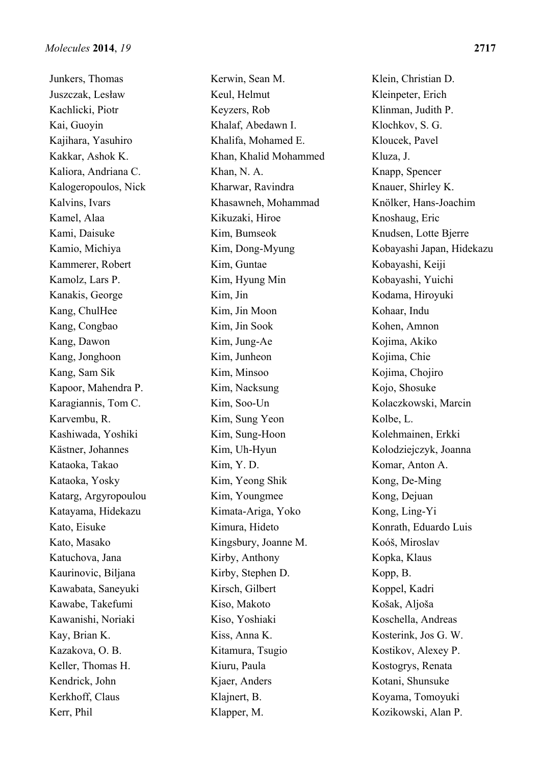Junkers, Thomas
Juszczak, Lesław
Kachlicki, Piotr
Kai, Guoyin
Kajihara, Yasuhiro
Kakkar, Ashok K.
Kaliora, Andriana C.
Kalogeropoulos, Nick
Kalvins, Ivars
Kamel, Alaa
Kami, Daisuke
Kamio, Michiya
Kammerer, Robert
Kamolz, Lars P.
Kanakis, George
Kang, ChulHee
Kang, Congbao
Kang, Dawon
Kang, Jonghoon
Kang, Sam Sik
Kapoor, Mahendra P.
Karagiannis, Tom C.
Karvembu, R.
Kashiwada, Yoshiki
Kästner, Johannes
Kataoka, Takao
Kataoka, Yosky
Katarg, Argyropoulou
Katayama, Hidekazu
Kato, Eisuke
Kato, Masako
Katuchova, Jana
Kaurinovic, Biljana
Kawabata, Saneyuki
Kawabe, Takefumi
Kawanishi, Noriaki
Kay, Brian K.
Kazakova, O. B.
Keller, Thomas H.
Kendrick, John
Kerkhoff, Claus
Kerr, Phil
Kerwin, Sean M.
Keul, Helmut
Keyzers, Rob
Khalaf, Abedawn I.
Khalifa, Mohamed E.
Khan, Khalid Mohammed
Khan, N. A.
Kharwar, Ravindra
Khasawneh, Mohammad
Kikuzaki, Hiroe
Kim, Bumseok
Kim, Dong-Myung
Kim, Guntae
Kim, Hyung Min
Kim, Jin
Kim, Jin Moon
Kim, Jin Sook
Kim, Jung-Ae
Kim, Junheon
Kim, Minsoo
Kim, Nacksung
Kim, Soo-Un
Kim, Sung Yeon
Kim, Sung-Hoon
Kim, Uh-Hyun
Kim, Y. D.
Kim, Yeong Shik
Kim, Youngmee
Kimata-Ariga, Yoko
Kimura, Hideto
Kingsbury, Joanne M.
Kirby, Anthony
Kirby, Stephen D.
Kirsch, Gilbert
Kiso, Makoto
Kiso, Yoshiaki
Kiss, Anna K.
Kitamura, Tsugio
Kiuru, Paula
Kjaer, Anders
Klajnert, B.
Klapper, M.
Klein, Christian D.
Kleinpeter, Erich
Klinman, Judith P.
Klochkov, S. G.
Kloucek, Pavel
Kluza, J.
Knapp, Spencer
Knauer, Shirley K.
Knölker, Hans-Joachim
Knoshaug, Eric
Knudsen, Lotte Bjerre
Kobayashi Japan, Hidekazu
Kobayashi, Keiji
Kobayashi, Yuichi
Kodama, Hiroyuki
Kohaar, Indu
Kohen, Amnon
Kojima, Akiko
Kojima, Chie
Kojima, Chojiro
Kojo, Shosuke
Kolaczkowski, Marcin
Kolbe, L.
Kolehmainen, Erkki
Kolodziejczyk, Joanna
Komar, Anton A.
Kong, De-Ming
Kong, Dejuan
Kong, Ling-Yi
Konrath, Eduardo Luis
Koóš, Miroslav
Kopka, Klaus
Kopp, B.
Koppel, Kadri
Košak, Aljoša
Koschella, Andreas
Kosterink, Jos G. W.
Kostikov, Alexey P.
Kostogrys, Renata
Kotani, Shunsuke
Koyama, Tomoyuki
Kozikowski, Alan P.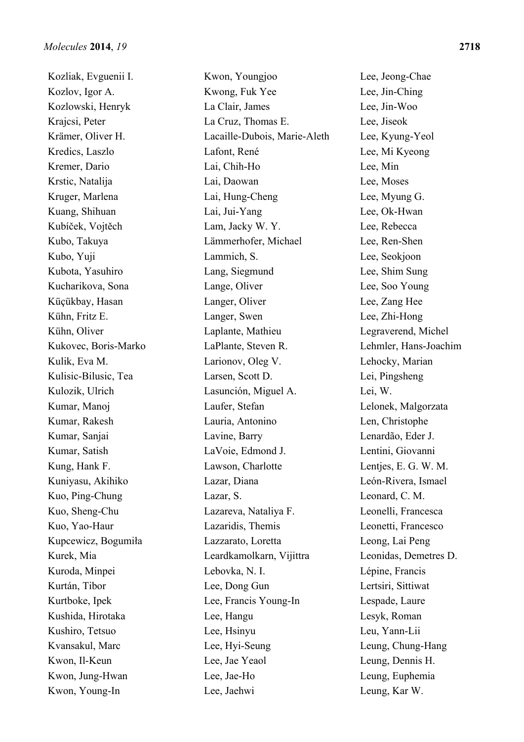Kozliak, Evguenii I.
Kozlov, Igor A.
Kozlowski, Henryk
Krajcsi, Peter
Krämer, Oliver H.
Kredics, Laszlo
Kremer, Dario
Krstic, Natalija
Kruger, Marlena
Kuang, Shihuan
Kubíček, Vojtěch
Kubo, Takuya
Kubo, Yuji
Kubota, Yasuhiro
Kucharikova, Sona
Küçükbay, Hasan
Kühn, Fritz E.
Kühn, Oliver
Kukovec, Boris-Marko
Kulik, Eva M.
Kulisic-Bilusic, Tea
Kulozik, Ulrich
Kumar, Manoj
Kumar, Rakesh
Kumar, Sanjai
Kumar, Satish
Kung, Hank F.
Kuniyasu, Akihiko
Kuo, Ping-Chung
Kuo, Sheng-Chu
Kuo, Yao-Haur
Kupcewicz, Bogumiła
Kurek, Mia
Kuroda, Minpei
Kurtán, Tibor
Kurtboke, Ipek
Kushida, Hirotaka
Kushiro, Tetsuo
Kvansakul, Marc
Kwon, Il-Keun
Kwon, Jung-Hwan
Kwon, Young-In
Kwon, Youngjoo
Kwong, Fuk Yee
La Clair, James
La Cruz, Thomas E.
Lacaille-Dubois, Marie-Aleth
Lafont, René
Lai, Chih-Ho
Lai, Daowan
Lai, Hung-Cheng
Lai, Jui-Yang
Lam, Jacky W. Y.
Lämmerhofer, Michael
Lammich, S.
Lang, Siegmund
Lange, Oliver
Langer, Oliver
Langer, Swen
Laplante, Mathieu
LaPlante, Steven R.
Larionov, Oleg V.
Larsen, Scott D.
Lasunción, Miguel A.
Laufer, Stefan
Lauria, Antonino
Lavine, Barry
LaVoie, Edmond J.
Lawson, Charlotte
Lazar, Diana
Lazar, S.
Lazareva, Nataliya F.
Lazaridis, Themis
Lazzarato, Loretta
Leardkamolkarn, Vijittra
Lebovka, N. I.
Lee, Dong Gun
Lee, Francis Young-In
Lee, Hangu
Lee, Hsinyu
Lee, Hyi-Seung
Lee, Jae Yeaol
Lee, Jae-Ho
Lee, Jaehwi
Lee, Jeong-Chae
Lee, Jin-Ching
Lee, Jin-Woo
Lee, Jiseok
Lee, Kyung-Yeol
Lee, Mi Kyeong
Lee, Min
Lee, Moses
Lee, Myung G.
Lee, Ok-Hwan
Lee, Rebecca
Lee, Ren-Shen
Lee, Seokjoon
Lee, Shim Sung
Lee, Soo Young
Lee, Zang Hee
Lee, Zhi-Hong
Legraverend, Michel
Lehmler, Hans-Joachim
Lehocky, Marian
Lei, Pingsheng
Lei, W.
Lelonek, Malgorzata
Len, Christophe
Lenardão, Eder J.
Lentini, Giovanni
Lentjes, E. G. W. M.
León-Rivera, Ismael
Leonard, C. M.
Leonelli, Francesca
Leonetti, Francesco
Leong, Lai Peng
Leonidas, Demetres D.
Lépine, Francis
Lertsiri, Sittiwat
Lespade, Laure
Lesyk, Roman
Leu, Yann-Lii
Leung, Chung-Hang
Leung, Dennis H.
Leung, Euphemia
Leung, Kar W.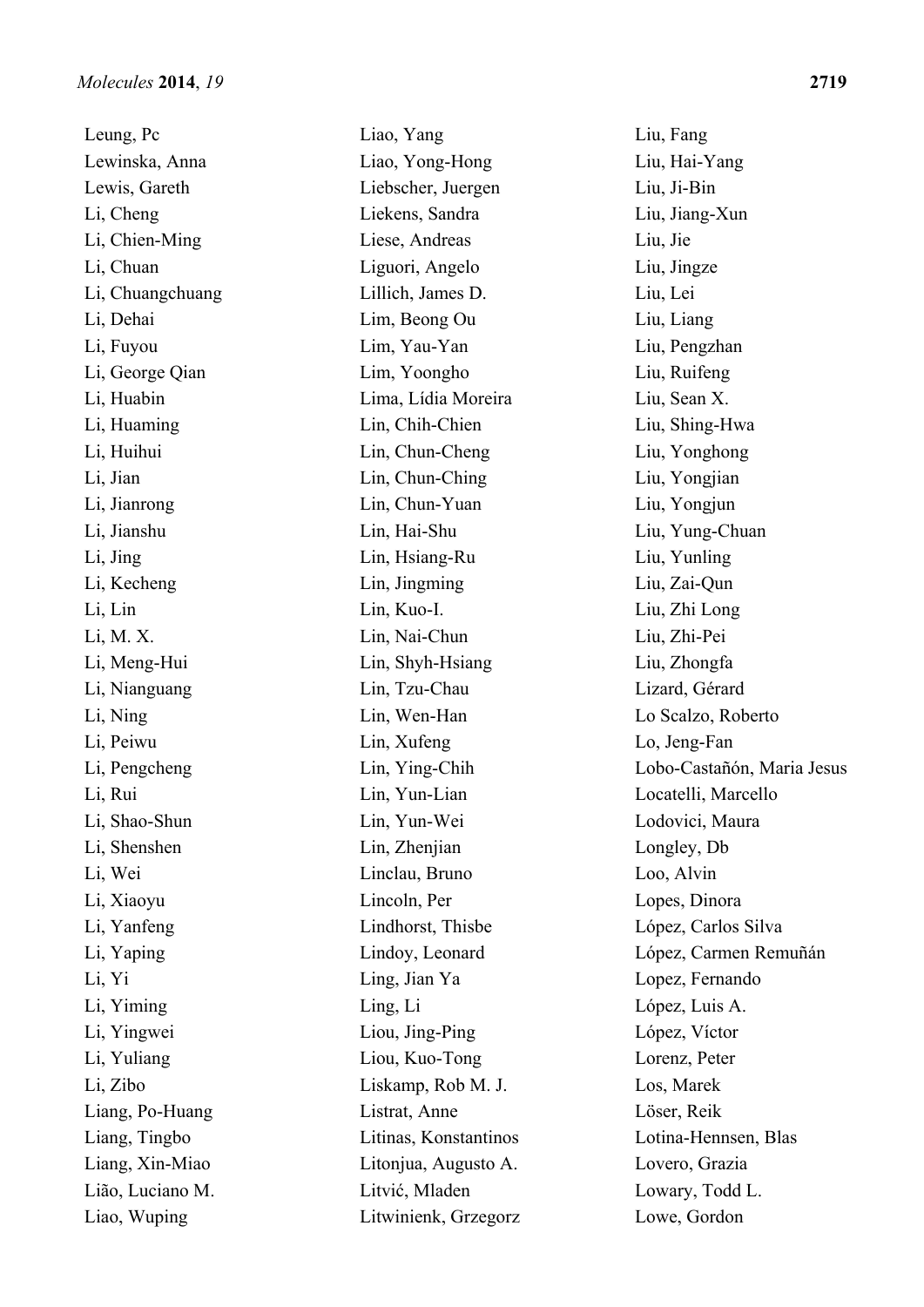Leung, Pc
Lewinska, Anna
Lewis, Gareth
Li, Cheng
Li, Chien-Ming
Li, Chuan
Li, Chuangchuang
Li, Dehai
Li, Fuyou
Li, George Qian
Li, Huabin
Li, Huaming
Li, Huihui
Li, Jian
Li, Jianrong
Li, Jianshu
Li, Jing
Li, Kecheng
Li, Lin
Li, M. X.
Li, Meng-Hui
Li, Nianguang
Li, Ning
Li, Peiwu
Li, Pengcheng
Li, Rui
Li, Shao-Shun
Li, Shenshen
Li, Wei
Li, Xiaoyu
Li, Yanfeng
Li, Yaping
Li, Yi
Li, Yiming
Li, Yingwei
Li, Yuliang
Li, Zibo
Liang, Po-Huang
Liang, Tingbo
Liang, Xin-Miao
Lião, Luciano M.
Liao, Wuping
Liao, Yang
Liao, Yong-Hong
Liebscher, Juergen
Liekens, Sandra
Liese, Andreas
Liguori, Angelo
Lillich, James D.
Lim, Beong Ou
Lim, Yau-Yan
Lim, Yoongho
Lima, Lídia Moreira
Lin, Chih-Chien
Lin, Chun-Cheng
Lin, Chun-Ching
Lin, Chun-Yuan
Lin, Hai-Shu
Lin, Hsiang-Ru
Lin, Jingming
Lin, Kuo-I.
Lin, Nai-Chun
Lin, Shyh-Hsiang
Lin, Tzu-Chau
Lin, Wen-Han
Lin, Xufeng
Lin, Ying-Chih
Lin, Yun-Lian
Lin, Yun-Wei
Lin, Zhenjian
Linclau, Bruno
Lincoln, Per
Lindhorst, Thisbe
Lindoy, Leonard
Ling, Jian Ya
Ling, Li
Liou, Jing-Ping
Liou, Kuo-Tong
Liskamp, Rob M. J.
Listrat, Anne
Litinas, Konstantinos
Litonjua, Augusto A.
Litvić, Mladen
Litwinienk, Grzegorz
Liu, Fang
Liu, Hai-Yang
Liu, Ji-Bin
Liu, Jiang-Xun
Liu, Jie
Liu, Jingze
Liu, Lei
Liu, Liang
Liu, Pengzhan
Liu, Ruifeng
Liu, Sean X.
Liu, Shing-Hwa
Liu, Yonghong
Liu, Yongjian
Liu, Yongjun
Liu, Yung-Chuan
Liu, Yunling
Liu, Zai-Qun
Liu, Zhi Long
Liu, Zhi-Pei
Liu, Zhongfa
Lizard, Gérard
Lo Scalzo, Roberto
Lo, Jeng-Fan
Lobo-Castañón, Maria Jesus
Locatelli, Marcello
Lodovici, Maura
Longley, Db
Loo, Alvin
Lopes, Dinora
López, Carlos Silva
López, Carmen Remuñán
Lopez, Fernando
López, Luis A.
López, Víctor
Lorenz, Peter
Los, Marek
Löser, Reik
Lotina-Hennsen, Blas
Lovero, Grazia
Lowary, Todd L.
Lowe, Gordon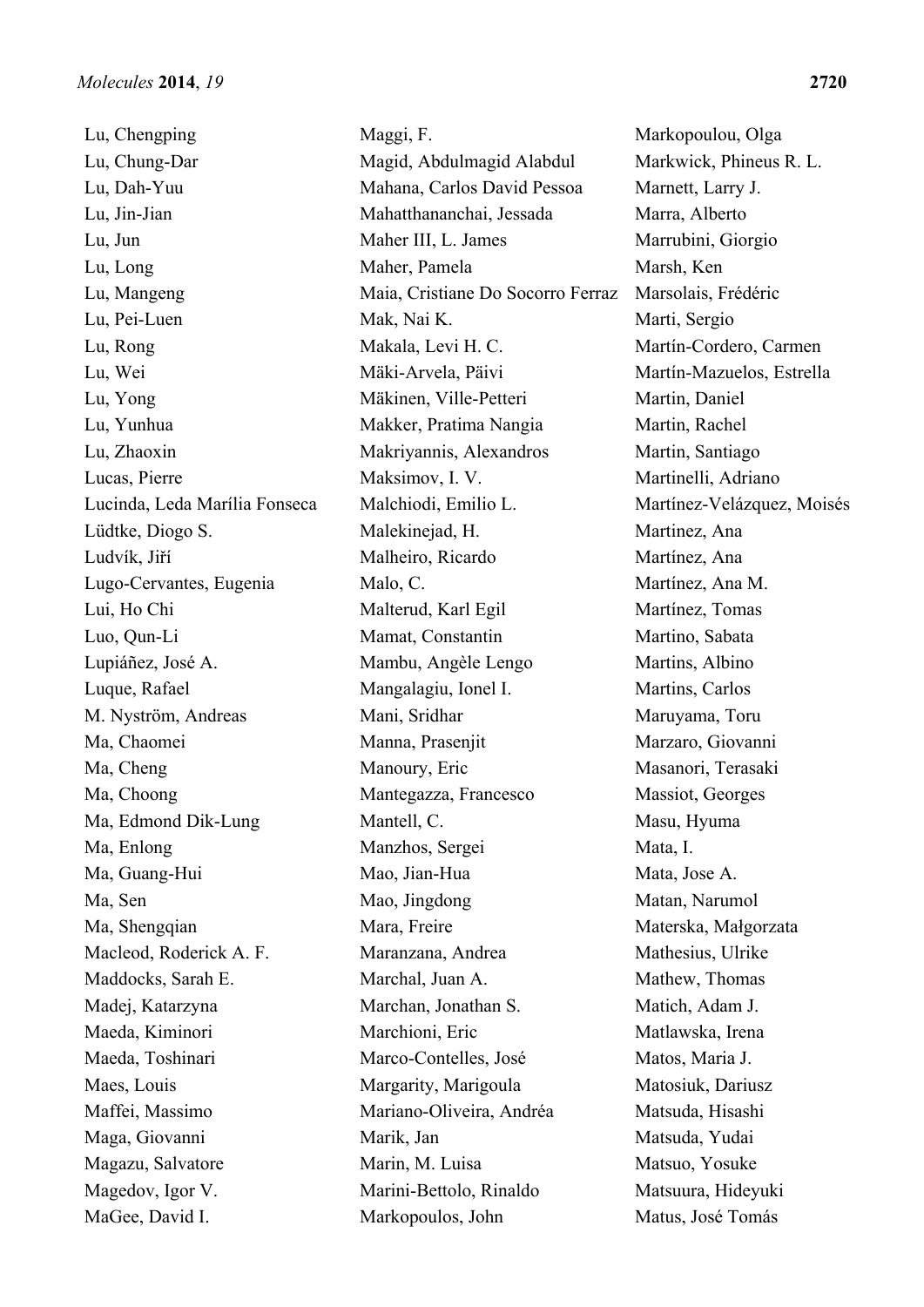Lu, Chengping
Lu, Chung-Dar
Lu, Dah-Yuu
Lu, Jin-Jian
Lu, Jun
Lu, Long
Lu, Mangeng
Lu, Pei-Luen
Lu, Rong
Lu, Wei
Lu, Yong
Lu, Yunhua
Lu, Zhaoxin
Lucas, Pierre
Lucinda, Leda Marília Fonseca
Lüdtke, Diogo S.
Ludvík, Jiří
Lugo-Cervantes, Eugenia
Lui, Ho Chi
Luo, Qun-Li
Lupiáñez, José A.
Luque, Rafael
M. Nyström, Andreas
Ma, Chaomei
Ma, Cheng
Ma, Choong
Ma, Edmond Dik-Lung
Ma, Enlong
Ma, Guang-Hui
Ma, Sen
Ma, Shengqian
Macleod, Roderick A. F.
Maddocks, Sarah E.
Madej, Katarzyna
Maeda, Kiminori
Maeda, Toshinari
Maes, Louis
Maffei, Massimo
Maga, Giovanni
Magazu, Salvatore
Magedov, Igor V.
MaGee, David I.
Maggi, F.
Magid, Abdulmagid Alabdul
Mahana, Carlos David Pessoa
Mahatthananchai, Jessada
Maher III, L. James
Maher, Pamela
Maia, Cristiane Do Socorro Ferraz
Mak, Nai K.
Makala, Levi H. C.
Mäki-Arvela, Päivi
Mäkinen, Ville-Petteri
Makker, Pratima Nangia
Makriyannis, Alexandros
Maksimov, I. V.
Malchiodi, Emilio L.
Malekinejad, H.
Malheiro, Ricardo
Malo, C.
Malterud, Karl Egil
Mamat, Constantin
Mambu, Angèle Lengo
Mangalagiu, Ionel I.
Mani, Sridhar
Manna, Prasenjit
Manoury, Eric
Mantegazza, Francesco
Mantell, C.
Manzhos, Sergei
Mao, Jian-Hua
Mao, Jingdong
Mara, Freire
Maranzana, Andrea
Marchal, Juan A.
Marchan, Jonathan S.
Marchioni, Eric
Marco-Contelles, José
Margarity, Marigoula
Mariano-Oliveira, Andréa
Marik, Jan
Marin, M. Luisa
Marini-Bettolo, Rinaldo
Markopoulos, John
Markopoulou, Olga
Markwick, Phineus R. L.
Marnett, Larry J.
Marra, Alberto
Marrubini, Giorgio
Marsh, Ken
Marsolais, Frédéric
Marti, Sergio
Martín-Cordero, Carmen
Martín-Mazuelos, Estrella
Martin, Daniel
Martin, Rachel
Martin, Santiago
Martinelli, Adriano
Martínez-Velázquez, Moisés
Martinez, Ana
Martínez, Ana
Martínez, Ana M.
Martínez, Tomas
Martino, Sabata
Martins, Albino
Martins, Carlos
Maruyama, Toru
Marzaro, Giovanni
Masanori, Terasaki
Massiot, Georges
Masu, Hyuma
Mata, I.
Mata, Jose A.
Matan, Narumol
Materska, Małgorzata
Mathesius, Ulrike
Mathew, Thomas
Matich, Adam J.
Matlawska, Irena
Matos, Maria J.
Matosiuk, Dariusz
Matsuda, Hisashi
Matsuda, Yudai
Matsuo, Yosuke
Matsuura, Hideyuki
Matus, José Tomás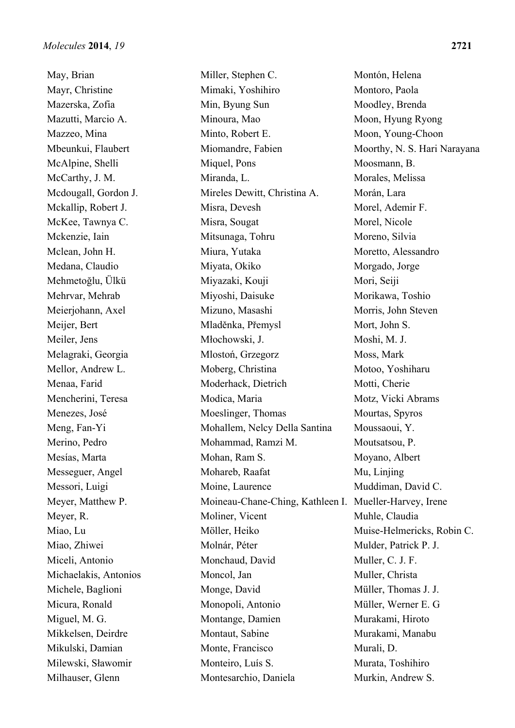May, Brian
Mayr, Christine
Mazerska, Zofia
Mazutti, Marcio A.
Mazzeo, Mina
Mbeunkui, Flaubert
McAlpine, Shelli
McCarthy, J. M.
Mcdougall, Gordon J.
Mckallip, Robert J.
McKee, Tawnya C.
Mckenzie, Iain
Mclean, John H.
Medana, Claudio
Mehmetoğlu, Ülkü
Mehrvar, Mehrab
Meierjohann, Axel
Meijer, Bert
Meiler, Jens
Melagraki, Georgia
Mellor, Andrew L.
Menaa, Farid
Mencherini, Teresa
Menezes, José
Meng, Fan-Yi
Merino, Pedro
Mesías, Marta
Messeguer, Angel
Messori, Luigi
Meyer, Matthew P.
Meyer, R.
Miao, Lu
Miao, Zhiwei
Miceli, Antonio
Michaelakis, Antonios
Michele, Baglioni
Micura, Ronald
Miguel, M. G.
Mikkelsen, Deirdre
Mikulski, Damian
Milewski, Sławomir
Milhauser, Glenn
Miller, Stephen C.
Mimaki, Yoshihiro
Min, Byung Sun
Minoura, Mao
Minto, Robert E.
Miomandre, Fabien
Miquel, Pons
Miranda, L.
Mireles Dewitt, Christina A.
Misra, Devesh
Misra, Sougat
Mitsunaga, Tohru
Miura, Yutaka
Miyata, Okiko
Miyazaki, Kouji
Miyoshi, Daisuke
Mizuno, Masashi
Mladěnka, Přemysl
Młochowski, J.
Mlostoń, Grzegorz
Moberg, Christina
Moderhack, Dietrich
Modica, Maria
Moeslinger, Thomas
Mohallem, Nelcy Della Santina
Mohammad, Ramzi M.
Mohan, Ram S.
Mohareb, Raafat
Moine, Laurence
Moineau-Chane-Ching, Kathleen I.
Moliner, Vicent
Möller, Heiko
Molnár, Péter
Monchaud, David
Moncol, Jan
Monge, David
Monopoli, Antonio
Montange, Damien
Montaut, Sabine
Monte, Francisco
Monteiro, Luís S.
Montesarchio, Daniela
Montón, Helena
Montoro, Paola
Moodley, Brenda
Moon, Hyung Ryong
Moon, Young-Choon
Moorthy, N. S. Hari Narayana
Moosmann, B.
Morales, Melissa
Morán, Lara
Morel, Ademir F.
Morel, Nicole
Moreno, Silvia
Moretto, Alessandro
Morgado, Jorge
Mori, Seiji
Morikawa, Toshio
Morris, John Steven
Mort, John S.
Moshi, M. J.
Moss, Mark
Motoo, Yoshiharu
Motti, Cherie
Motz, Vicki Abrams
Mourtas, Spyros
Moussaoui, Y.
Moutsatsou, P.
Moyano, Albert
Mu, Linjing
Muddiman, David C.
Mueller-Harvey, Irene
Muhle, Claudia
Muise-Helmericks, Robin C.
Mulder, Patrick P. J.
Muller, C. J. F.
Muller, Christa
Müller, Thomas J. J.
Müller, Werner E. G
Murakami, Hiroto
Murakami, Manabu
Murali, D.
Murata, Toshihiro
Murkin, Andrew S.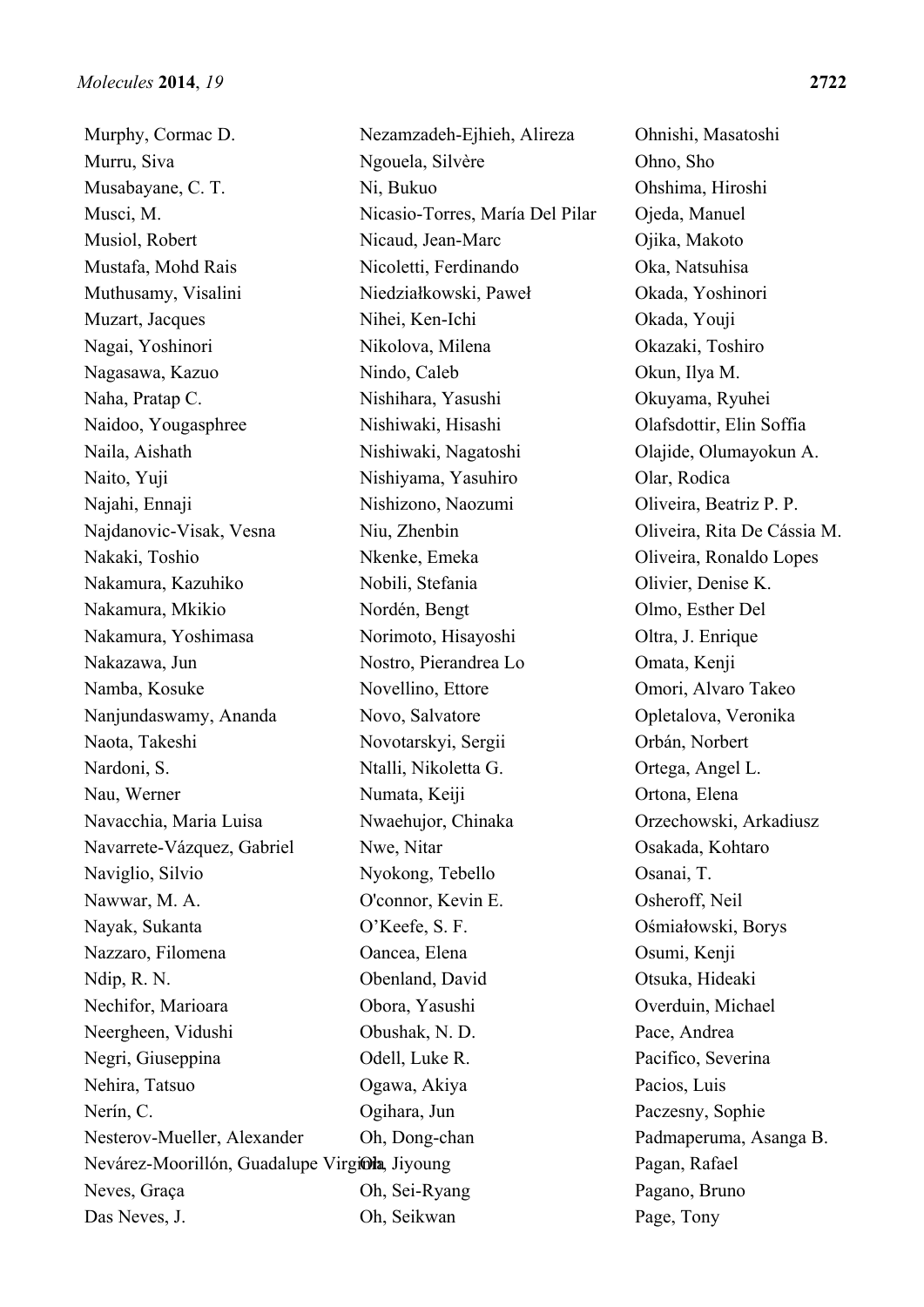Murphy, Cormac D.
Murru, Siva
Musabayane, C. T.
Musci, M.
Musiol, Robert
Mustafa, Mohd Rais
Muthusamy, Visalini
Muzart, Jacques
Nagai, Yoshinori
Nagasawa, Kazuo
Naha, Pratap C.
Naidoo, Yougasphree
Naila, Aishath
Naito, Yuji
Najahi, Ennaji
Najdanovic-Visak, Vesna
Nakaki, Toshio
Nakamura, Kazuhiko
Nakamura, Mkikio
Nakamura, Yoshimasa
Nakazawa, Jun
Namba, Kosuke
Nanjundaswamy, Ananda
Naota, Takeshi
Nardoni, S.
Nau, Werner
Navacchia, Maria Luisa
Navarrete-Vázquez, Gabriel
Naviglio, Silvio
Nawwar, M. A.
Nayak, Sukanta
Nazzaro, Filomena
Ndip, R. N.
Nechifor, Marioara
Neergheen, Vidushi
Negri, Giuseppina
Nehira, Tatsuo
Nerín, C.
Nesterov-Mueller, Alexander
Nevárez-Moorillón, Guadalupe Virginia
Neves, Graça
Das Neves, J.
Nezamzadeh-Ejhieh, Alireza
Ngouela, Silvère
Ni, Bukuo
Nicasio-Torres, María Del Pilar
Nicaud, Jean-Marc
Nicoletti, Ferdinando
Niedziałkowski, Paweł
Nihei, Ken-Ichi
Nikolova, Milena
Nindo, Caleb
Nishihara, Yasushi
Nishiwaki, Hisashi
Nishiwaki, Nagatoshi
Nishiyama, Yasuhiro
Nishizono, Naozumi
Niu, Zhenbin
Nkenke, Emeka
Nobili, Stefania
Nordén, Bengt
Norimoto, Hisayoshi
Nostro, Pierandrea Lo
Novellino, Ettore
Novo, Salvatore
Novotarskyi, Sergii
Ntalli, Nikoletta G.
Numata, Keiji
Nwaehujor, Chinaka
Nwe, Nitar
Nyokong, Tebello
O'connor, Kevin E.
O'Keefe, S. F.
Oancea, Elena
Obenland, David
Obora, Yasushi
Obushak, N. D.
Odell, Luke R.
Ogawa, Akiya
Ogihara, Jun
Oh, Dong-chan
Oh, Jiyoung
Oh, Sei-Ryang
Oh, Seikwan
Ohnishi, Masatoshi
Ohno, Sho
Ohshima, Hiroshi
Ojeda, Manuel
Ojika, Makoto
Oka, Natsuhisa
Okada, Yoshinori
Okada, Youji
Okazaki, Toshiro
Okun, Ilya M.
Okuyama, Ryuhei
Olafsdottir, Elin Soffia
Olajide, Olumayokun A.
Olar, Rodica
Oliveira, Beatriz P. P.
Oliveira, Rita De Cássia M.
Oliveira, Ronaldo Lopes
Olivier, Denise K.
Olmo, Esther Del
Oltra, J. Enrique
Omata, Kenji
Omori, Alvaro Takeo
Opletalova, Veronika
Orbán, Norbert
Ortega, Angel L.
Ortona, Elena
Orzechowski, Arkadiusz
Osakada, Kohtaro
Osanai, T.
Osheroff, Neil
Ośmiałowski, Borys
Osumi, Kenji
Otsuka, Hideaki
Overduin, Michael
Pace, Andrea
Pacifico, Severina
Pacios, Luis
Paczesny, Sophie
Padmaperuma, Asanga B.
Pagan, Rafael
Pagano, Bruno
Page, Tony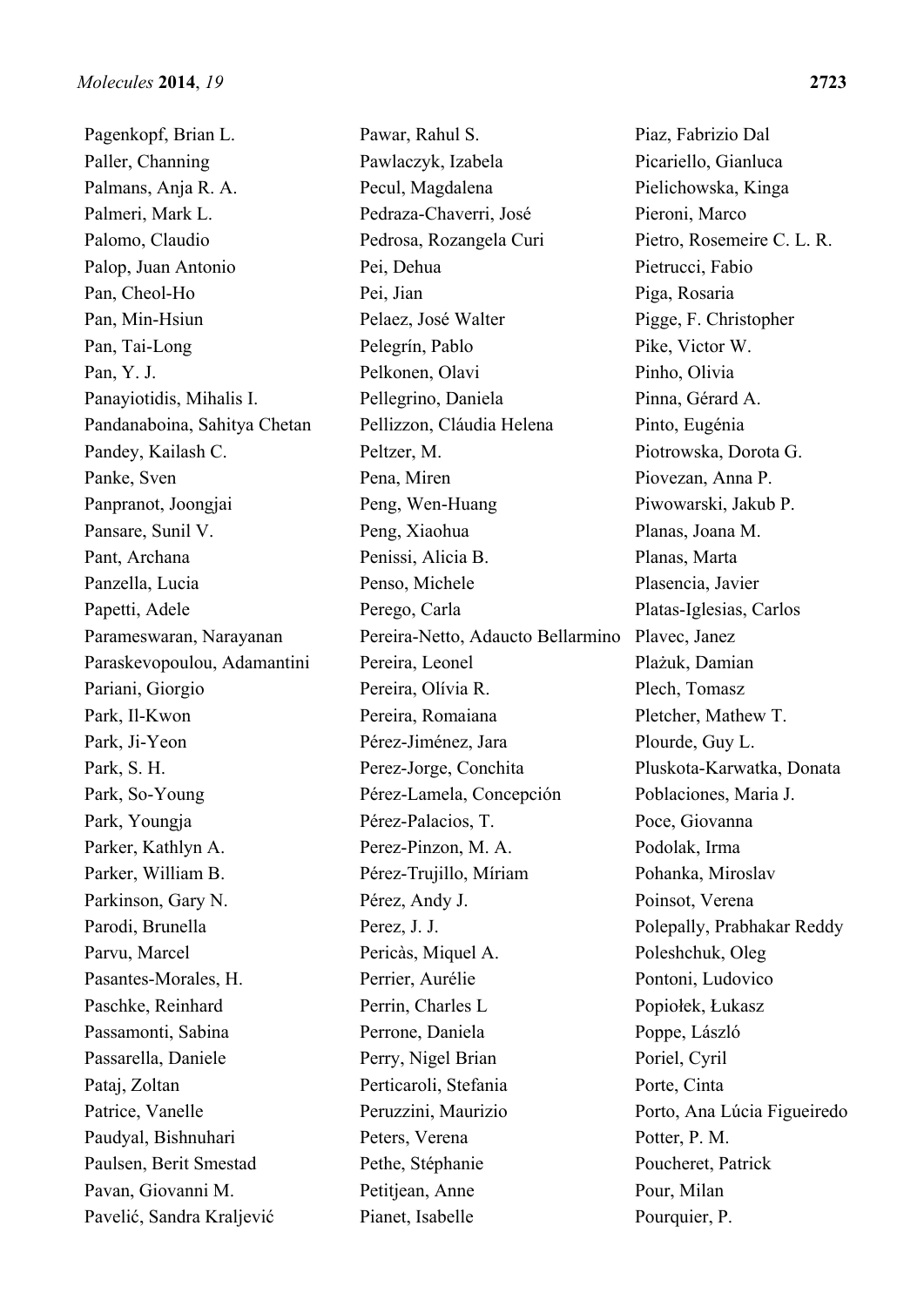Pagenkopf, Brian L.
Paller, Channing
Palmans, Anja R. A.
Palmeri, Mark L.
Palomo, Claudio
Palop, Juan Antonio
Pan, Cheol-Ho
Pan, Min-Hsiun
Pan, Tai-Long
Pan, Y. J.
Panayiotidis, Mihalis I.
Pandanaboina, Sahitya Chetan
Pandey, Kailash C.
Panke, Sven
Panpranot, Joongjai
Pansare, Sunil V.
Pant, Archana
Panzella, Lucia
Papetti, Adele
Parameswaran, Narayanan
Paraskevopoulou, Adamantini
Pariani, Giorgio
Park, Il-Kwon
Park, Ji-Yeon
Park, S. H.
Park, So-Young
Park, Youngja
Parker, Kathlyn A.
Parker, William B.
Parkinson, Gary N.
Parodi, Brunella
Parvu, Marcel
Pasantes-Morales, H.
Paschke, Reinhard
Passamonti, Sabina
Passarella, Daniele
Pataj, Zoltan
Patrice, Vanelle
Paudyal, Bishnuhari
Paulsen, Berit Smestad
Pavan, Giovanni M.
Pavelić, Sandra Kraljević
Pawar, Rahul S.
Pawlaczyk, Izabela
Pecul, Magdalena
Pedraza-Chaverri, José
Pedrosa, Rozangela Curi
Pei, Dehua
Pei, Jian
Pelaez, José Walter
Pelegrín, Pablo
Pelkonen, Olavi
Pellegrino, Daniela
Pellizzon, Cláudia Helena
Peltzer, M.
Pena, Miren
Peng, Wen-Huang
Peng, Xiaohua
Penissi, Alicia B.
Penso, Michele
Perego, Carla
Pereira-Netto, Adaucto Bellarmino
Pereira, Leonel
Pereira, Olívia R.
Pereira, Romaiana
Pérez-Jiménez, Jara
Perez-Jorge, Conchita
Pérez-Lamela, Concepción
Pérez-Palacios, T.
Perez-Pinzon, M. A.
Pérez-Trujillo, Míriam
Pérez, Andy J.
Perez, J. J.
Pericàs, Miquel A.
Perrier, Aurélie
Perrin, Charles L
Perrone, Daniela
Perry, Nigel Brian
Perticaroli, Stefania
Peruzzini, Maurizio
Peters, Verena
Pethe, Stéphanie
Petitjean, Anne
Pianet, Isabelle
Piaz, Fabrizio Dal
Picariello, Gianluca
Pielichowska, Kinga
Pieroni, Marco
Pietro, Rosemeire C. L. R.
Pietrucci, Fabio
Piga, Rosaria
Pigge, F. Christopher
Pike, Victor W.
Pinho, Olivia
Pinna, Gérard A.
Pinto, Eugénia
Piotrowska, Dorota G.
Piovezan, Anna P.
Piwowarski, Jakub P.
Planas, Joana M.
Planas, Marta
Plasencia, Javier
Platas-Iglesias, Carlos
Plavec, Janez
Plażuk, Damian
Plech, Tomasz
Pletcher, Mathew T.
Plourde, Guy L.
Pluskota-Karwatka, Donata
Poblaciones, Maria J.
Poce, Giovanna
Podolak, Irma
Pohanka, Miroslav
Poinsot, Verena
Polepally, Prabhakar Reddy
Poleshchuk, Oleg
Pontoni, Ludovico
Popiołek, Łukasz
Poppe, László
Poriel, Cyril
Porte, Cinta
Porto, Ana Lúcia Figueiredo
Potter, P. M.
Poucheret, Patrick
Pour, Milan
Pourquier, P.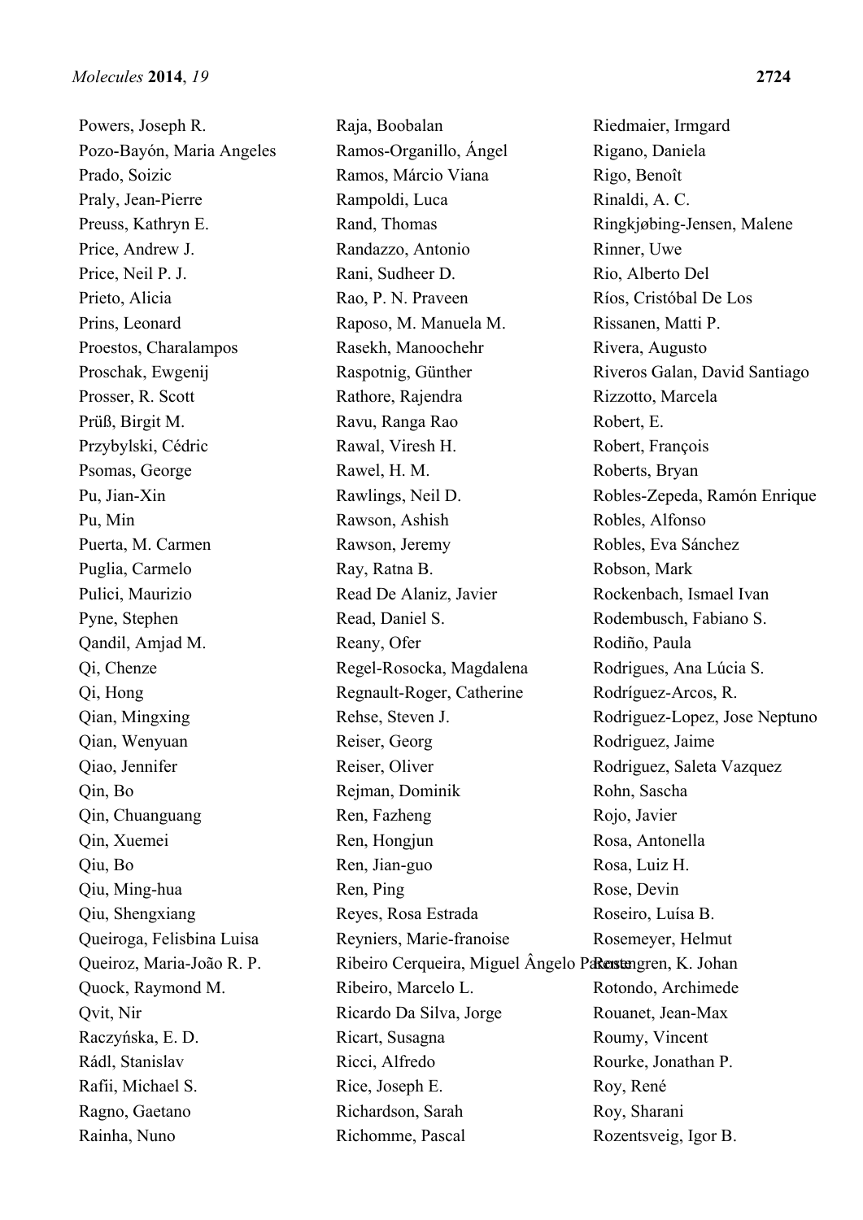Powers, Joseph R.
Pozo-Bayón, Maria Angeles
Prado, Soizic
Praly, Jean-Pierre
Preuss, Kathryn E.
Price, Andrew J.
Price, Neil P. J.
Prieto, Alicia
Prins, Leonard
Proestos, Charalampos
Proschak, Ewgenij
Prosser, R. Scott
Prüß, Birgit M.
Przybylski, Cédric
Psomas, George
Pu, Jian-Xin
Pu, Min
Puerta, M. Carmen
Puglia, Carmelo
Pulici, Maurizio
Pyne, Stephen
Qandil, Amjad M.
Qi, Chenze
Qi, Hong
Qian, Mingxing
Qian, Wenyuan
Qiao, Jennifer
Qin, Bo
Qin, Chuanguang
Qin, Xuemei
Qiu, Bo
Qiu, Ming-hua
Qiu, Shengxiang
Queiroga, Felisbina Luisa
Queiroz, Maria-João R. P.
Quock, Raymond M.
Qvit, Nir
Raczyńska, E. D.
Rádl, Stanislav
Rafii, Michael S.
Ragno, Gaetano
Rainha, Nuno
Raja, Boobalan
Ramos-Organillo, Ángel
Ramos, Márcio Viana
Rampoldi, Luca
Rand, Thomas
Randazzo, Antonio
Rani, Sudheer D.
Rao, P. N. Praveen
Raposo, M. Manuela M.
Rasekh, Manoochehr
Raspotnig, Günther
Rathore, Rajendra
Ravu, Ranga Rao
Rawal, Viresh H.
Rawel, H. M.
Rawlings, Neil D.
Rawson, Ashish
Rawson, Jeremy
Ray, Ratna B.
Read De Alaniz, Javier
Read, Daniel S.
Reany, Ofer
Regel-Rosocka, Magdalena
Regnault-Roger, Catherine
Rehse, Steven J.
Reiser, Georg
Reiser, Oliver
Rejman, Dominik
Ren, Fazheng
Ren, Hongjun
Ren, Jian-guo
Ren, Ping
Reyes, Rosa Estrada
Reyniers, Marie-franoise
Ribeiro Cerqueira, Miguel Ângelo Parente
Ribeiro, Marcelo L.
Ricardo Da Silva, Jorge
Ricart, Susagna
Ricci, Alfredo
Rice, Joseph E.
Richardson, Sarah
Richomme, Pascal
Riedmaier, Irmgard
Rigano, Daniela
Rigo, Benoît
Rinaldi, A. C.
Ringkjøbing-Jensen, Malene
Rinner, Uwe
Rio, Alberto Del
Ríos, Cristóbal De Los
Rissanen, Matti P.
Rivera, Augusto
Riveros Galan, David Santiago
Rizzotto, Marcela
Robert, E.
Robert, François
Roberts, Bryan
Robles-Zepeda, Ramón Enrique
Robles, Alfonso
Robles, Eva Sánchez
Robson, Mark
Rockenbach, Ismael Ivan
Rodembusch, Fabiano S.
Rodiño, Paula
Rodrigues, Ana Lúcia S.
Rodríguez-Arcos, R.
Rodriguez-Lopez, Jose Neptuno
Rodriguez, Jaime
Rodriguez, Saleta Vazquez
Rohn, Sascha
Rojo, Javier
Rosa, Antonella
Rosa, Luiz H.
Rose, Devin
Roseiro, Luísa B.
Rosemeyer, Helmut
Rosengren, K. Johan
Rotondo, Archimede
Rouanet, Jean-Max
Roumy, Vincent
Rourke, Jonathan P.
Roy, René
Roy, Sharani
Rozentsveig, Igor B.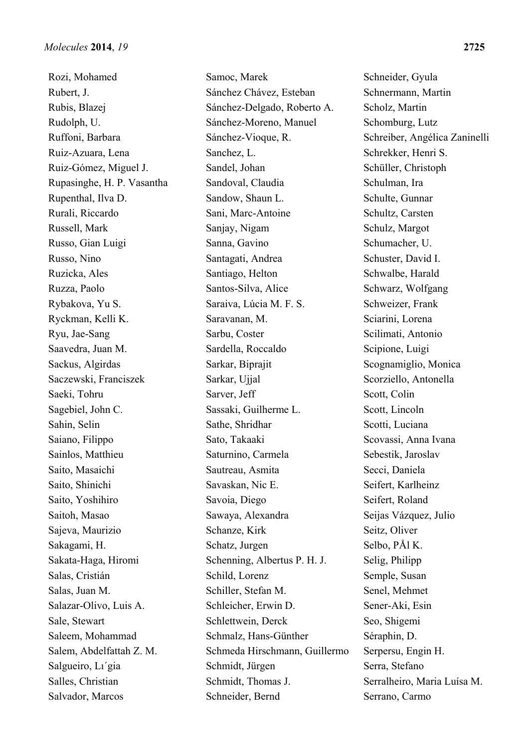Rozi, Mohamed
Rubert, J.
Rubis, Blazej
Rudolph, U.
Ruffoni, Barbara
Ruiz-Azuara, Lena
Ruiz-Gómez, Miguel J.
Rupasinghe, H. P. Vasantha
Rupenthal, Ilva D.
Rurali, Riccardo
Russell, Mark
Russo, Gian Luigi
Russo, Nino
Ruzicka, Ales
Ruzza, Paolo
Rybakova, Yu S.
Ryckman, Kelli K.
Ryu, Jae-Sang
Saavedra, Juan M.
Sackus, Algirdas
Saczewski, Franciszek
Saeki, Tohru
Sagebiel, John C.
Sahin, Selin
Saiano, Filippo
Sainlos, Matthieu
Saito, Masaichi
Saito, Shinichi
Saito, Yoshihiro
Saitoh, Masao
Sajeva, Maurizio
Sakagami, H.
Sakata-Haga, Hiromi
Salas, Cristián
Salas, Juan M.
Salazar-Olivo, Luis A.
Sale, Stewart
Saleem, Mohammad
Salem, Abdelfattah Z. M.
Salgueiro, Lı´gia
Salles, Christian
Salvador, Marcos
Samoc, Marek
Sánchez Chávez, Esteban
Sánchez-Delgado, Roberto A.
Sánchez-Moreno, Manuel
Sánchez-Vioque, R.
Sanchez, L.
Sandel, Johan
Sandoval, Claudia
Sandow, Shaun L.
Sani, Marc-Antoine
Sanjay, Nigam
Sanna, Gavino
Santagati, Andrea
Santiago, Helton
Santos-Silva, Alice
Saraiva, Lúcia M. F. S.
Saravanan, M.
Sarbu, Coster
Sardella, Roccaldo
Sarkar, Biprajit
Sarkar, Ujjal
Sarver, Jeff
Sassaki, Guilherme L.
Sathe, Shridhar
Sato, Takaaki
Saturnino, Carmela
Sautreau, Asmita
Savaskan, Nic E.
Savoia, Diego
Sawaya, Alexandra
Schanze, Kirk
Schatz, Jurgen
Schenning, Albertus P. H. J.
Schild, Lorenz
Schiller, Stefan M.
Schleicher, Erwin D.
Schlettwein, Derck
Schmalz, Hans-Günther
Schmeda Hirschmann, Guillermo
Schmidt, Jürgen
Schmidt, Thomas J.
Schneider, Bernd
Schneider, Gyula
Schnermann, Martin
Scholz, Martin
Schomburg, Lutz
Schreiber, Angélica Zaninelli
Schrekker, Henri S.
Schüller, Christoph
Schulman, Ira
Schulte, Gunnar
Schultz, Carsten
Schulz, Margot
Schumacher, U.
Schuster, David I.
Schwalbe, Harald
Schwarz, Wolfgang
Schweizer, Frank
Sciarini, Lorena
Scilimati, Antonio
Scipione, Luigi
Scognamiglio, Monica
Scorziello, Antonella
Scott, Colin
Scott, Lincoln
Scotti, Luciana
Scovassi, Anna Ivana
Sebestik, Jaroslav
Secci, Daniela
Seifert, Karlheinz
Seifert, Roland
Seijas Vázquez, Julio
Seitz, Oliver
Selbo, PÅl K.
Selig, Philipp
Semple, Susan
Senel, Mehmet
Sener-Aki, Esin
Seo, Shigemi
Séraphin, D.
Serpersu, Engin H.
Serra, Stefano
Serralheiro, Maria Luísa M.
Serrano, Carmo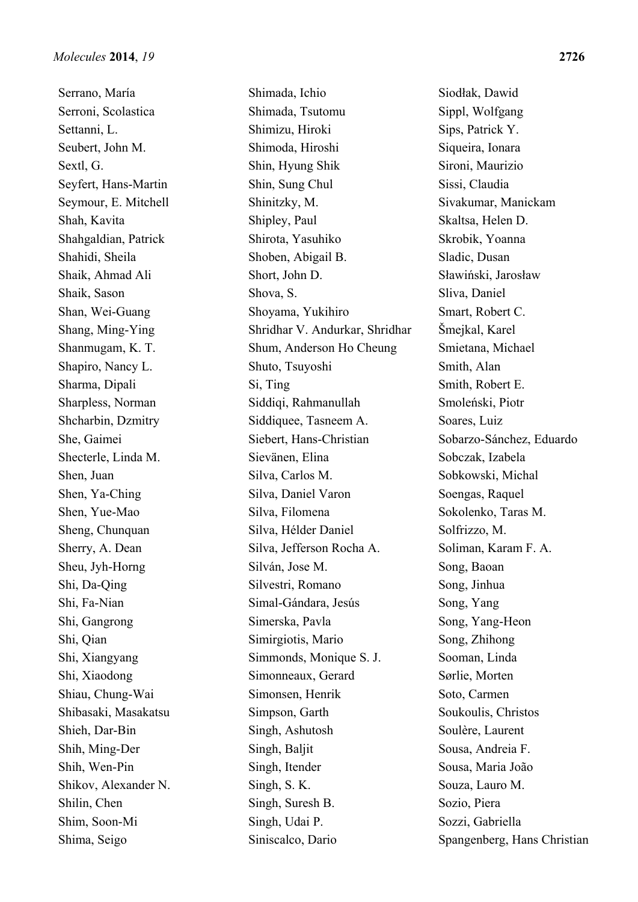Serrano, María
Serroni, Scolastica
Settanni, L.
Seubert, John M.
Sextl, G.
Seyfert, Hans-Martin
Seymour, E. Mitchell
Shah, Kavita
Shahgaldian, Patrick
Shahidi, Sheila
Shaik, Ahmad Ali
Shaik, Sason
Shan, Wei-Guang
Shang, Ming-Ying
Shanmugam, K. T.
Shapiro, Nancy L.
Sharma, Dipali
Sharpless, Norman
Shcharbin, Dzmitry
She, Gaimei
Shecterle, Linda M.
Shen, Juan
Shen, Ya-Ching
Shen, Yue-Mao
Sheng, Chunquan
Sherry, A. Dean
Sheu, Jyh-Horng
Shi, Da-Qing
Shi, Fa-Nian
Shi, Gangrong
Shi, Qian
Shi, Xiangyang
Shi, Xiaodong
Shiau, Chung-Wai
Shibasaki, Masakatsu
Shieh, Dar-Bin
Shih, Ming-Der
Shih, Wen-Pin
Shikov, Alexander N.
Shilin, Chen
Shim, Soon-Mi
Shima, Seigo
Shimada, Ichio
Shimada, Tsutomu
Shimizu, Hiroki
Shimoda, Hiroshi
Shin, Hyung Shik
Shin, Sung Chul
Shinitzky, M.
Shipley, Paul
Shirota, Yasuhiko
Shoben, Abigail B.
Short, John D.
Shova, S.
Shoyama, Yukihiro
Shridhar V. Andurkar, Shridhar
Shum, Anderson Ho Cheung
Shuto, Tsuyoshi
Si, Ting
Siddiqi, Rahmanullah
Siddiquee, Tasneem A.
Siebert, Hans-Christian
Sievänen, Elina
Silva, Carlos M.
Silva, Daniel Varon
Silva, Filomena
Silva, Hélder Daniel
Silva, Jefferson Rocha A.
Silván, Jose M.
Silvestri, Romano
Simal-Gándara, Jesús
Simerska, Pavla
Simirgiotis, Mario
Simmonds, Monique S. J.
Simonneaux, Gerard
Simonsen, Henrik
Simpson, Garth
Singh, Ashutosh
Singh, Baljit
Singh, Itender
Singh, S. K.
Singh, Suresh B.
Singh, Udai P.
Siniscalco, Dario
Siodłak, Dawid
Sippl, Wolfgang
Sips, Patrick Y.
Siqueira, Ionara
Sironi, Maurizio
Sissi, Claudia
Sivakumar, Manickam
Skaltsa, Helen D.
Skrobik, Yoanna
Sladic, Dusan
Sławiński, Jarosław
Sliva, Daniel
Smart, Robert C.
Šmejkal, Karel
Smietana, Michael
Smith, Alan
Smith, Robert E.
Smoleński, Piotr
Soares, Luiz
Sobarzo-Sánchez, Eduardo
Sobczak, Izabela
Sobkowski, Michal
Soengas, Raquel
Sokolenko, Taras M.
Solfrizzo, M.
Soliman, Karam F. A.
Song, Baoan
Song, Jinhua
Song, Yang
Song, Yang-Heon
Song, Zhihong
Sooman, Linda
Sørlie, Morten
Soto, Carmen
Soukoulis, Christos
Soulère, Laurent
Sousa, Andreia F.
Sousa, Maria João
Souza, Lauro M.
Sozio, Piera
Sozzi, Gabriella
Spangenberg, Hans Christian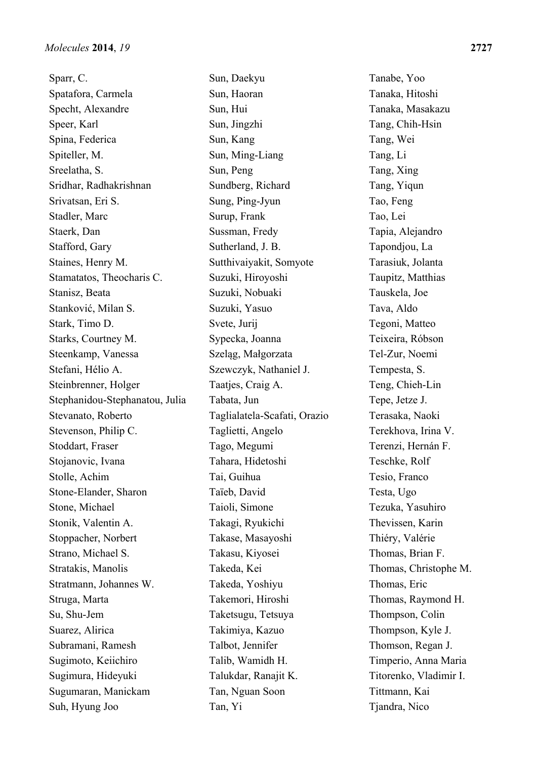Sparr, C.
Spatafora, Carmela
Specht, Alexandre
Speer, Karl
Spina, Federica
Spiteller, M.
Sreelatha, S.
Sridhar, Radhakrishnan
Srivatsan, Eri S.
Stadler, Marc
Staerk, Dan
Stafford, Gary
Staines, Henry M.
Stamatatos, Theocharis C.
Stanisz, Beata
Stanković, Milan S.
Stark, Timo D.
Starks, Courtney M.
Steenkamp, Vanessa
Stefani, Hélio A.
Steinbrenner, Holger
Stephanidou-Stephanatou, Julia
Stevanato, Roberto
Stevenson, Philip C.
Stoddart, Fraser
Stojanovic, Ivana
Stolle, Achim
Stone-Elander, Sharon
Stone, Michael
Stonik, Valentin A.
Stoppacher, Norbert
Strano, Michael S.
Stratakis, Manolis
Stratmann, Johannes W.
Struga, Marta
Su, Shu-Jem
Suarez, Alirica
Subramani, Ramesh
Sugimoto, Keiichiro
Sugimura, Hideyuki
Sugumaran, Manickam
Suh, Hyung Joo
Sun, Daekyu
Sun, Haoran
Sun, Hui
Sun, Jingzhi
Sun, Kang
Sun, Ming-Liang
Sun, Peng
Sundberg, Richard
Sung, Ping-Jyun
Surup, Frank
Sussman, Fredy
Sutherland, J. B.
Sutthivaiyakit, Somyote
Suzuki, Hiroyoshi
Suzuki, Nobuaki
Suzuki, Yasuo
Svete, Jurij
Sypecka, Joanna
Szeląg, Małgorzata
Szewczyk, Nathaniel J.
Taatjes, Craig A.
Tabata, Jun
Taglialatela-Scafati, Orazio
Taglietti, Angelo
Tago, Megumi
Tahara, Hidetoshi
Tai, Guihua
Taïeb, David
Taioli, Simone
Takagi, Ryukichi
Takase, Masayoshi
Takasu, Kiyosei
Takeda, Kei
Takeda, Yoshiyu
Takemori, Hiroshi
Taketsugu, Tetsuya
Takimiya, Kazuo
Talbot, Jennifer
Talib, Wamidh H.
Talukdar, Ranajit K.
Tan, Nguan Soon
Tan, Yi
Tanabe, Yoo
Tanaka, Hitoshi
Tanaka, Masakazu
Tang, Chih-Hsin
Tang, Wei
Tang, Li
Tang, Xing
Tang, Yiqun
Tao, Feng
Tao, Lei
Tapia, Alejandro
Tapondjou, La
Tarasiuk, Jolanta
Taupitz, Matthias
Tauskela, Joe
Tava, Aldo
Tegoni, Matteo
Teixeira, Róbson
Tel-Zur, Noemi
Tempesta, S.
Teng, Chieh-Lin
Tepe, Jetze J.
Terasaka, Naoki
Terekhova, Irina V.
Terenzi, Hernán F.
Teschke, Rolf
Tesio, Franco
Testa, Ugo
Tezuka, Yasuhiro
Thevissen, Karin
Thiéry, Valérie
Thomas, Brian F.
Thomas, Christophe M.
Thomas, Eric
Thomas, Raymond H.
Thompson, Colin
Thompson, Kyle J.
Thomson, Regan J.
Timperio, Anna Maria
Titorenko, Vladimir I.
Tittmann, Kai
Tjandra, Nico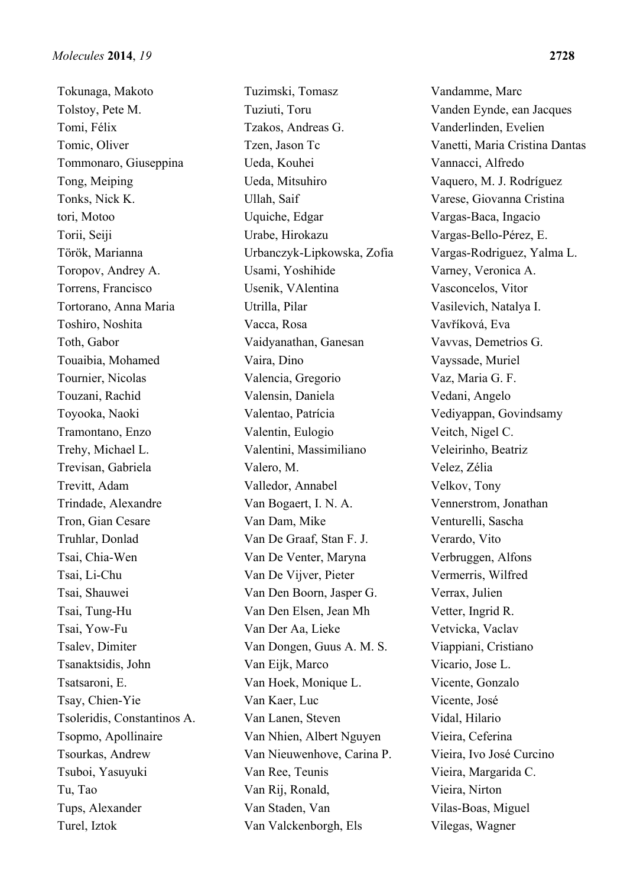Tokunaga, Makoto
Tolstoy, Pete M.
Tomi, Félix
Tomic, Oliver
Tommonaro, Giuseppina
Tong, Meiping
Tonks, Nick K.
tori, Motoo
Torii, Seiji
Török, Marianna
Toropov, Andrey A.
Torrens, Francisco
Tortorano, Anna Maria
Toshiro, Noshita
Toth, Gabor
Touaibia, Mohamed
Tournier, Nicolas
Touzani, Rachid
Toyooka, Naoki
Tramontano, Enzo
Trehy, Michael L.
Trevisan, Gabriela
Trevitt, Adam
Trindade, Alexandre
Tron, Gian Cesare
Truhlar, Donlad
Tsai, Chia-Wen
Tsai, Li-Chu
Tsai, Shauwei
Tsai, Tung-Hu
Tsai, Yow-Fu
Tsalev, Dimiter
Tsanaktsidis, John
Tsatsaroni, E.
Tsay, Chien-Yie
Tsoleridis, Constantinos A.
Tsopmo, Apollinaire
Tsourkas, Andrew
Tsuboi, Yasuyuki
Tu, Tao
Tups, Alexander
Turel, Iztok
Tuzimski, Tomasz
Tuziuti, Toru
Tzakos, Andreas G.
Tzen, Jason Tc
Ueda, Kouhei
Ueda, Mitsuhiro
Ullah, Saif
Uquiche, Edgar
Urabe, Hirokazu
Urbanczyk-Lipkowska, Zofia
Usami, Yoshihide
Usenik, VAlentina
Utrilla, Pilar
Vacca, Rosa
Vaidyanathan, Ganesan
Vaira, Dino
Valencia, Gregorio
Valensin, Daniela
Valentao, Patrícia
Valentin, Eulogio
Valentini, Massimiliano
Valero, M.
Valledor, Annabel
Van Bogaert, I. N. A.
Van Dam, Mike
Van De Graaf, Stan F. J.
Van De Venter, Maryna
Van De Vijver, Pieter
Van Den Boorn, Jasper G.
Van Den Elsen, Jean Mh
Van Der Aa, Lieke
Van Dongen, Guus A. M. S.
Van Eijk, Marco
Van Hoek, Monique L.
Van Kaer, Luc
Van Lanen, Steven
Van Nhien, Albert Nguyen
Van Nieuwenhove, Carina P.
Van Ree, Teunis
Van Rij, Ronald,
Van Staden, Van
Van Valckenborgh, Els
Vandamme, Marc
Vanden Eynde, ean Jacques
Vanderlinden, Evelien
Vanetti, Maria Cristina Dantas
Vannacci, Alfredo
Vaquero, M. J. Rodríguez
Varese, Giovanna Cristina
Vargas-Baca, Ingacio
Vargas-Bello-Pérez, E.
Vargas-Rodriguez, Yalma L.
Varney, Veronica A.
Vasconcelos, Vitor
Vasilevich, Natalya I.
Vavříková, Eva
Vavvas, Demetrios G.
Vayssade, Muriel
Vaz, Maria G. F.
Vedani, Angelo
Vediyappan, Govindsamy
Veitch, Nigel C.
Veleirinho, Beatriz
Velez, Zélia
Velkov, Tony
Vennerstrom, Jonathan
Venturelli, Sascha
Verardo, Vito
Verbruggen, Alfons
Vermerris, Wilfred
Verrax, Julien
Vetter, Ingrid R.
Vetvicka, Vaclav
Viappiani, Cristiano
Vicario, Jose L.
Vicente, Gonzalo
Vicente, José
Vidal, Hilario
Vieira, Ceferina
Vieira, Ivo José Curcino
Vieira, Margarida C.
Vieira, Nirton
Vilas-Boas, Miguel
Vilegas, Wagner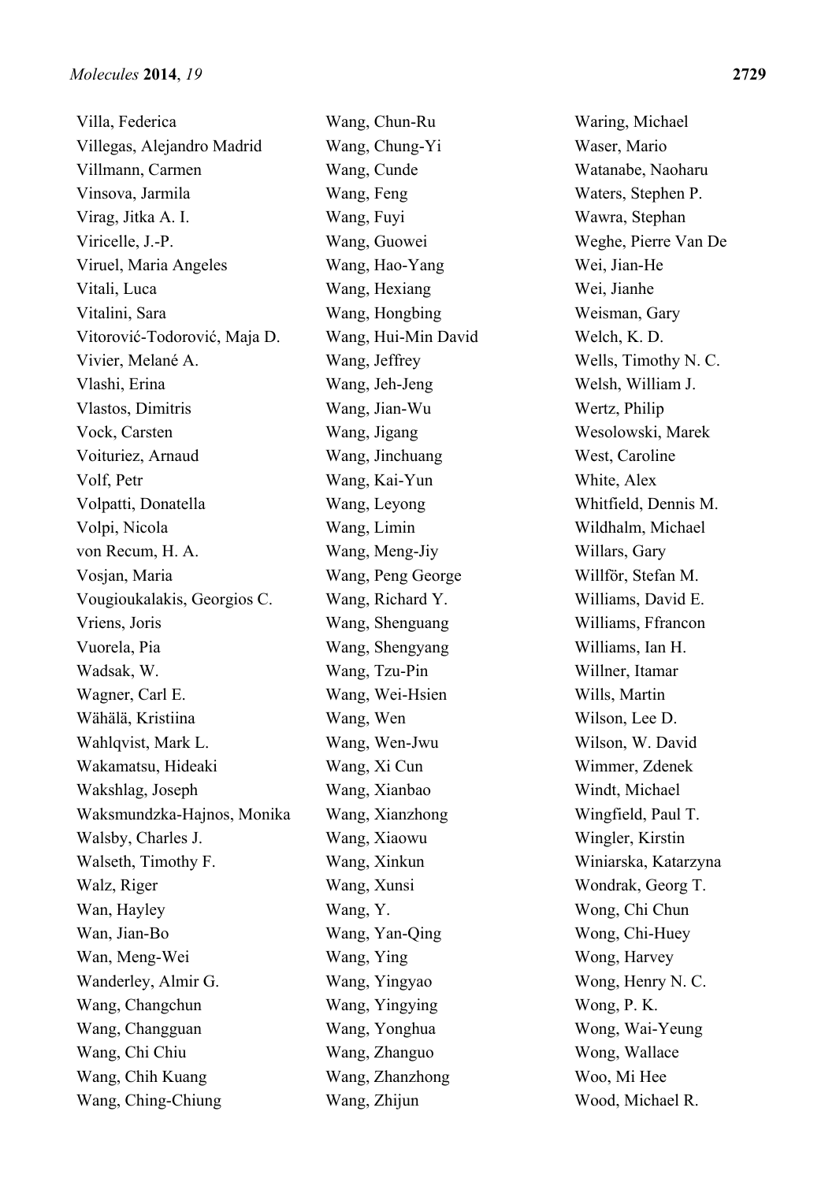Villa, Federica
Villegas, Alejandro Madrid
Villmann, Carmen
Vinsova, Jarmila
Virag, Jitka A. I.
Viricelle, J.-P.
Viruel, Maria Angeles
Vitali, Luca
Vitalini, Sara
Vitorović-Todorović, Maja D.
Vivier, Melané A.
Vlashi, Erina
Vlastos, Dimitris
Vock, Carsten
Voituriez, Arnaud
Volf, Petr
Volpatti, Donatella
Volpi, Nicola
von Recum, H. A.
Vosjan, Maria
Vougioukalakis, Georgios C.
Vriens, Joris
Vuorela, Pia
Wadsak, W.
Wagner, Carl E.
Wähälä, Kristiina
Wahlqvist, Mark L.
Wakamatsu, Hideaki
Wakshlag, Joseph
Waksmundzka-Hajnos, Monika
Walsby, Charles J.
Walseth, Timothy F.
Walz, Riger
Wan, Hayley
Wan, Jian-Bo
Wan, Meng-Wei
Wanderley, Almir G.
Wang, Changchun
Wang, Changguan
Wang, Chi Chiu
Wang, Chih Kuang
Wang, Ching-Chiung
Wang, Chun-Ru
Wang, Chung-Yi
Wang, Cunde
Wang, Feng
Wang, Fuyi
Wang, Guowei
Wang, Hao-Yang
Wang, Hexiang
Wang, Hongbing
Wang, Hui-Min David
Wang, Jeffrey
Wang, Jeh-Jeng
Wang, Jian-Wu
Wang, Jigang
Wang, Jinchuang
Wang, Kai-Yun
Wang, Leyong
Wang, Limin
Wang, Meng-Jiy
Wang, Peng George
Wang, Richard Y.
Wang, Shenguang
Wang, Shengyang
Wang, Tzu-Pin
Wang, Wei-Hsien
Wang, Wen
Wang, Wen-Jwu
Wang, Xi Cun
Wang, Xianbao
Wang, Xianzhong
Wang, Xiaowu
Wang, Xinkun
Wang, Xunsi
Wang, Y.
Wang, Yan-Qing
Wang, Ying
Wang, Yingyao
Wang, Yingying
Wang, Yonghua
Wang, Zhanguo
Wang, Zhanzhong
Wang, Zhijun
Waring, Michael
Waser, Mario
Watanabe, Naoharu
Waters, Stephen P.
Wawra, Stephan
Weghe, Pierre Van De
Wei, Jian-He
Wei, Jianhe
Weisman, Gary
Welch, K. D.
Wells, Timothy N. C.
Welsh, William J.
Wertz, Philip
Wesolowski, Marek
West, Caroline
White, Alex
Whitfield, Dennis M.
Wildhalm, Michael
Willars, Gary
Willför, Stefan M.
Williams, David E.
Williams, Ffrancon
Williams, Ian H.
Willner, Itamar
Wills, Martin
Wilson, Lee D.
Wilson, W. David
Wimmer, Zdenek
Windt, Michael
Wingfield, Paul T.
Wingler, Kirstin
Winiarska, Katarzyna
Wondrak, Georg T.
Wong, Chi Chun
Wong, Chi-Huey
Wong, Harvey
Wong, Henry N. C.
Wong, P. K.
Wong, Wai-Yeung
Wong, Wallace
Woo, Mi Hee
Wood, Michael R.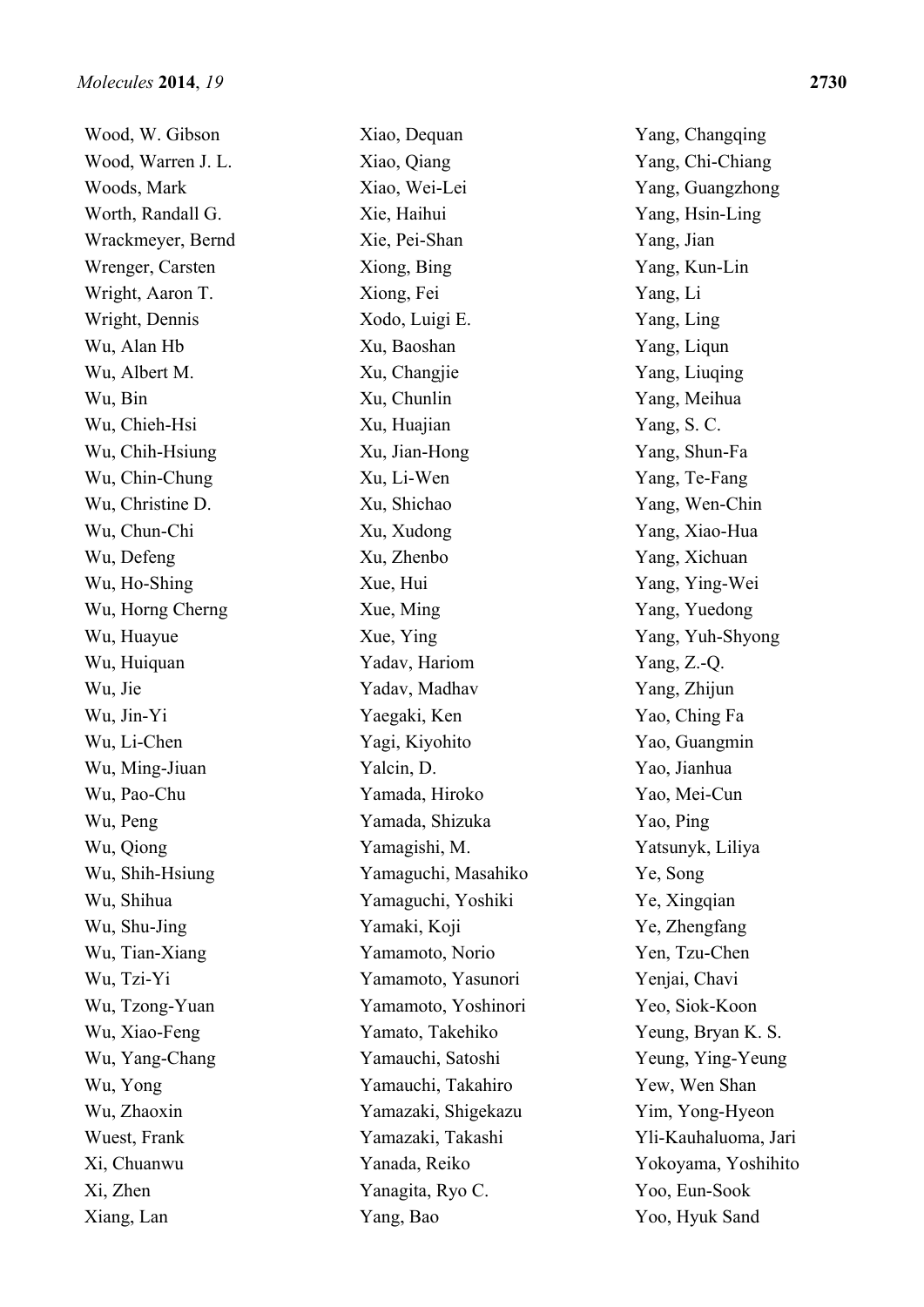Wood, W. Gibson
Wood, Warren J. L.
Woods, Mark
Worth, Randall G.
Wrackmeyer, Bernd
Wrenger, Carsten
Wright, Aaron T.
Wright, Dennis
Wu, Alan Hb
Wu, Albert M.
Wu, Bin
Wu, Chieh-Hsi
Wu, Chih-Hsiung
Wu, Chin-Chung
Wu, Christine D.
Wu, Chun-Chi
Wu, Defeng
Wu, Ho-Shing
Wu, Horng Cherng
Wu, Huayue
Wu, Huiquan
Wu, Jie
Wu, Jin-Yi
Wu, Li-Chen
Wu, Ming-Jiuan
Wu, Pao-Chu
Wu, Peng
Wu, Qiong
Wu, Shih-Hsiung
Wu, Shihua
Wu, Shu-Jing
Wu, Tian-Xiang
Wu, Tzi-Yi
Wu, Tzong-Yuan
Wu, Xiao-Feng
Wu, Yang-Chang
Wu, Yong
Wu, Zhaoxin
Wuest, Frank
Xi, Chuanwu
Xi, Zhen
Xiang, Lan
Xiao, Dequan
Xiao, Qiang
Xiao, Wei-Lei
Xie, Haihui
Xie, Pei-Shan
Xiong, Bing
Xiong, Fei
Xodo, Luigi E.
Xu, Baoshan
Xu, Changjie
Xu, Chunlin
Xu, Huajian
Xu, Jian-Hong
Xu, Li-Wen
Xu, Shichao
Xu, Xudong
Xu, Zhenbo
Xue, Hui
Xue, Ming
Xue, Ying
Yadav, Hariom
Yadav, Madhav
Yaegaki, Ken
Yagi, Kiyohito
Yalcin, D.
Yamada, Hiroko
Yamada, Shizuka
Yamagishi, M.
Yamaguchi, Masahiko
Yamaguchi, Yoshiki
Yamaki, Koji
Yamamoto, Norio
Yamamoto, Yasunori
Yamamoto, Yoshinori
Yamato, Takehiko
Yamauchi, Satoshi
Yamauchi, Takahiro
Yamazaki, Shigekazu
Yamazaki, Takashi
Yanada, Reiko
Yanagita, Ryo C.
Yang, Bao
Yang, Changqing
Yang, Chi-Chiang
Yang, Guangzhong
Yang, Hsin-Ling
Yang, Jian
Yang, Kun-Lin
Yang, Li
Yang, Ling
Yang, Liqun
Yang, Liuqing
Yang, Meihua
Yang, S. C.
Yang, Shun-Fa
Yang, Te-Fang
Yang, Wen-Chin
Yang, Xiao-Hua
Yang, Xichuan
Yang, Ying-Wei
Yang, Yuedong
Yang, Yuh-Shyong
Yang, Z.-Q.
Yang, Zhijun
Yao, Ching Fa
Yao, Guangmin
Yao, Jianhua
Yao, Mei-Cun
Yao, Ping
Yatsunyk, Liliya
Ye, Song
Ye, Xingqian
Ye, Zhengfang
Yen, Tzu-Chen
Yenjai, Chavi
Yeo, Siok-Koon
Yeung, Bryan K. S.
Yeung, Ying-Yeung
Yew, Wen Shan
Yim, Yong-Hyeon
Yli-Kauhaluoma, Jari
Yokoyama, Yoshihito
Yoo, Eun-Sook
Yoo, Hyuk Sand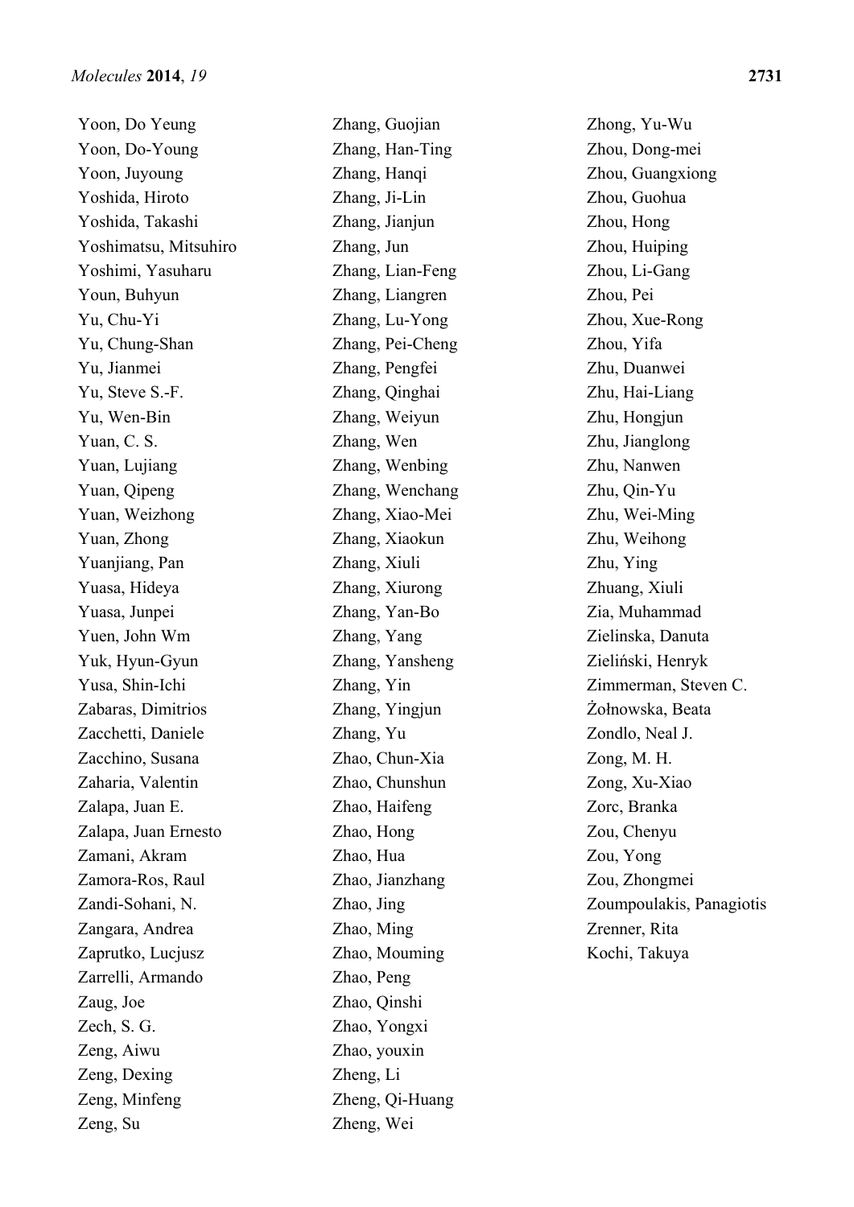Yoon, Do Yeung
Yoon, Do-Young
Yoon, Juyoung
Yoshida, Hiroto
Yoshida, Takashi
Yoshimatsu, Mitsuhiro
Yoshimi, Yasuharu
Youn, Buhyun
Yu, Chu-Yi
Yu, Chung-Shan
Yu, Jianmei
Yu, Steve S.-F.
Yu, Wen-Bin
Yuan, C. S.
Yuan, Lujiang
Yuan, Qipeng
Yuan, Weizhong
Yuan, Zhong
Yuanjiang, Pan
Yuasa, Hideya
Yuasa, Junpei
Yuen, John Wm
Yuk, Hyun-Gyun
Yusa, Shin-Ichi
Zabaras, Dimitrios
Zacchetti, Daniele
Zacchino, Susana
Zaharia, Valentin
Zalapa, Juan E.
Zalapa, Juan Ernesto
Zamani, Akram
Zamora-Ros, Raul
Zandi-Sohani, N.
Zangara, Andrea
Zaprutko, Lucjusz
Zarrelli, Armando
Zaug, Joe
Zech, S. G.
Zeng, Aiwu
Zeng, Dexing
Zeng, Minfeng
Zeng, Su
Zhang, Guojian
Zhang, Han-Ting
Zhang, Hanqi
Zhang, Ji-Lin
Zhang, Jianjun
Zhang, Jun
Zhang, Lian-Feng
Zhang, Liangren
Zhang, Lu-Yong
Zhang, Pei-Cheng
Zhang, Pengfei
Zhang, Qinghai
Zhang, Weiyun
Zhang, Wen
Zhang, Wenbing
Zhang, Wenchang
Zhang, Xiao-Mei
Zhang, Xiaokun
Zhang, Xiuli
Zhang, Xiurong
Zhang, Yan-Bo
Zhang, Yang
Zhang, Yansheng
Zhang, Yin
Zhang, Yingjun
Zhang, Yu
Zhao, Chun-Xia
Zhao, Chunshun
Zhao, Haifeng
Zhao, Hong
Zhao, Hua
Zhao, Jianzhang
Zhao, Jing
Zhao, Ming
Zhao, Mouming
Zhao, Peng
Zhao, Qinshi
Zhao, Yongxi
Zhao, youxin
Zheng, Li
Zheng, Qi-Huang
Zheng, Wei
Zhong, Yu-Wu
Zhou, Dong-mei
Zhou, Guangxiong
Zhou, Guohua
Zhou, Hong
Zhou, Huiping
Zhou, Li-Gang
Zhou, Pei
Zhou, Xue-Rong
Zhou, Yifa
Zhu, Duanwei
Zhu, Hai-Liang
Zhu, Hongjun
Zhu, Jianglong
Zhu, Nanwen
Zhu, Qin-Yu
Zhu, Wei-Ming
Zhu, Weihong
Zhu, Ying
Zhuang, Xiuli
Zia, Muhammad
Zielinska, Danuta
Zieliński, Henryk
Zimmerman, Steven C.
Żołnowska, Beata
Zondlo, Neal J.
Zong, M. H.
Zong, Xu-Xiao
Zorc, Branka
Zou, Chenyu
Zou, Yong
Zou, Zhongmei
Zoumpoulakis, Panagiotis
Zrenner, Rita
Kochi, Takuya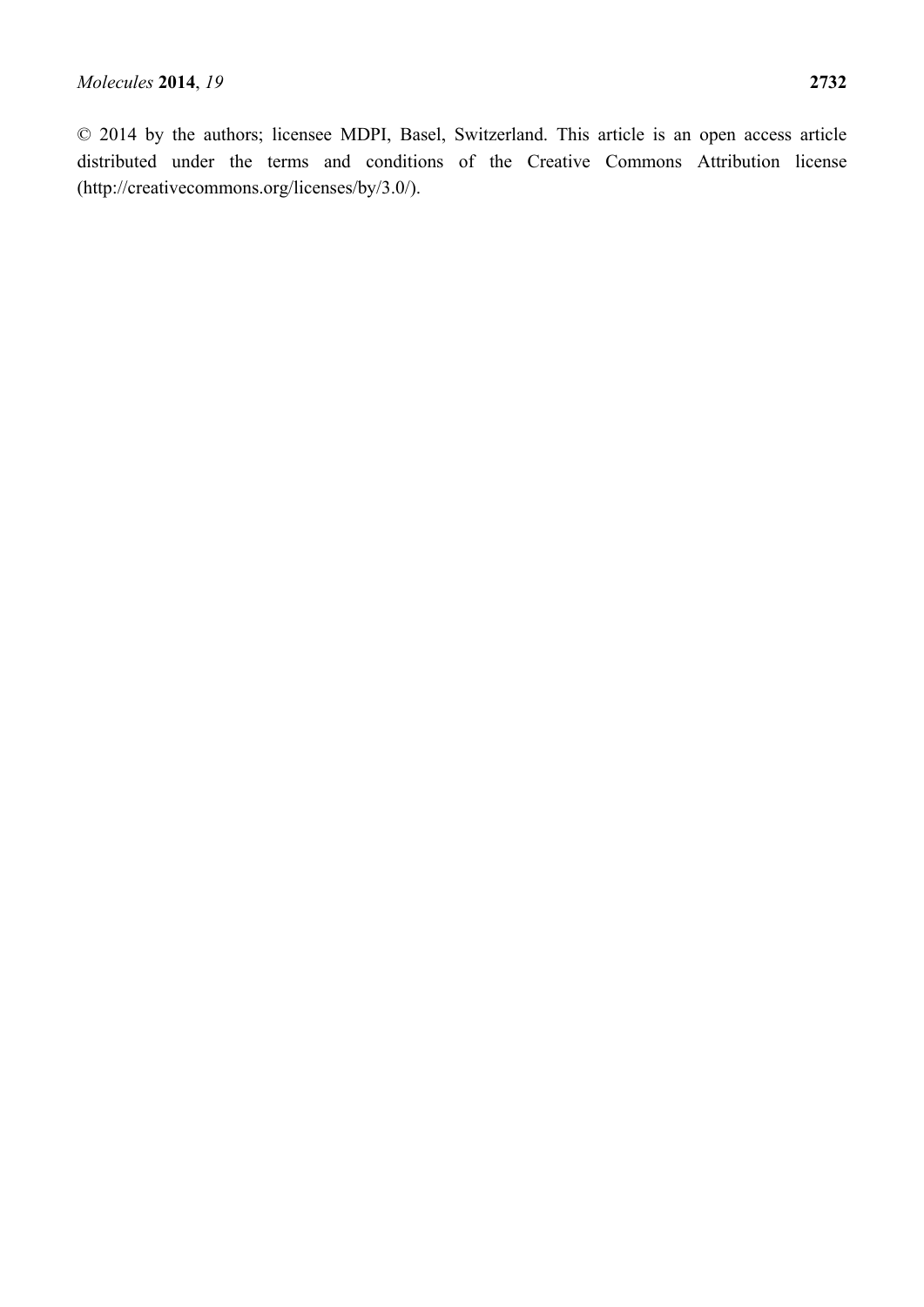© 2014 by the authors; licensee MDPI, Basel, Switzerland. This article is an open access article distributed under the terms and conditions of the Creative Commons Attribution license (http://creativecommons.org/licenses/by/3.0/).